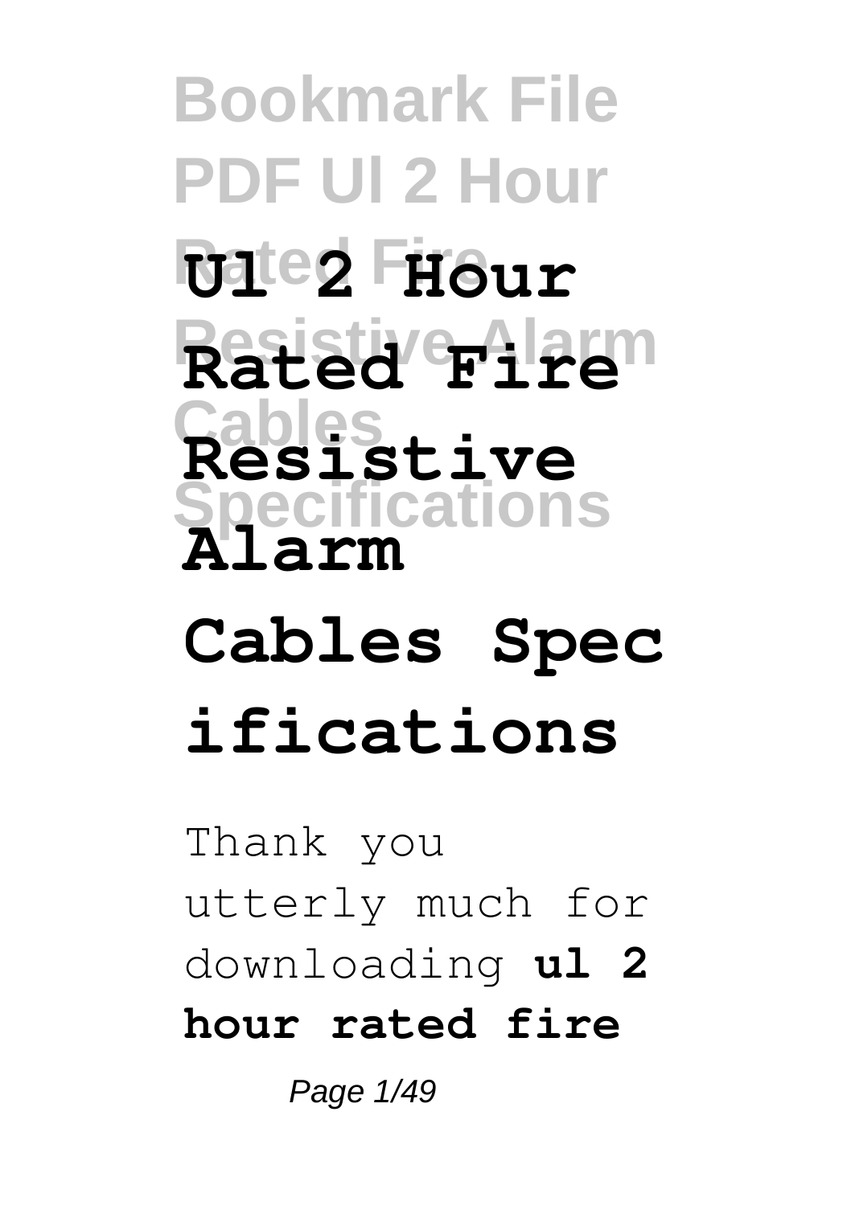# Ul 2 Hour Rated Fire Resistive Alarm Cables Specifications

Thank you utterly much for downloading **ul 2 hour rated fire**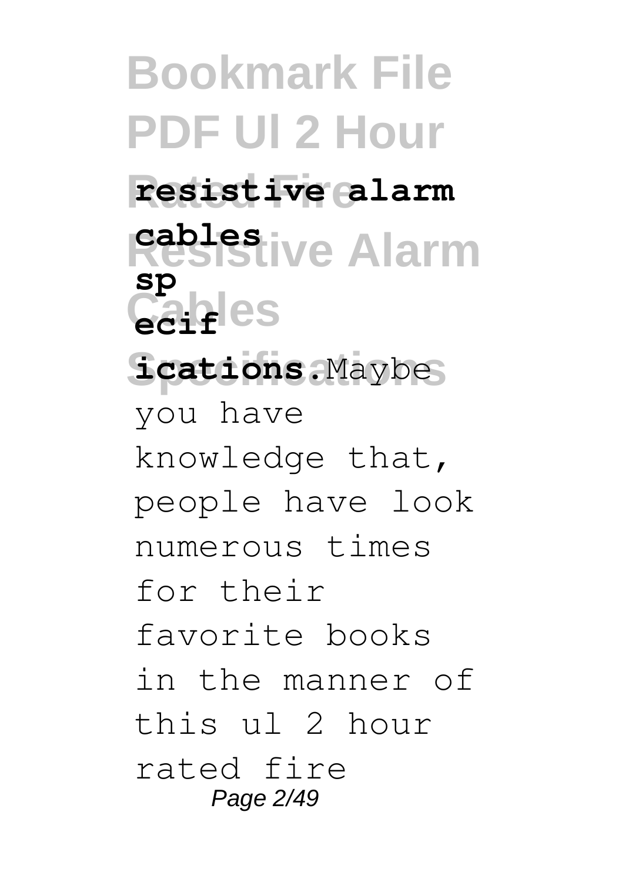**resistive alarm cables specifications**.Maybe you have knowledge that, people have look numerous times for their favorite books in the manner of this ul 2 hour rated fire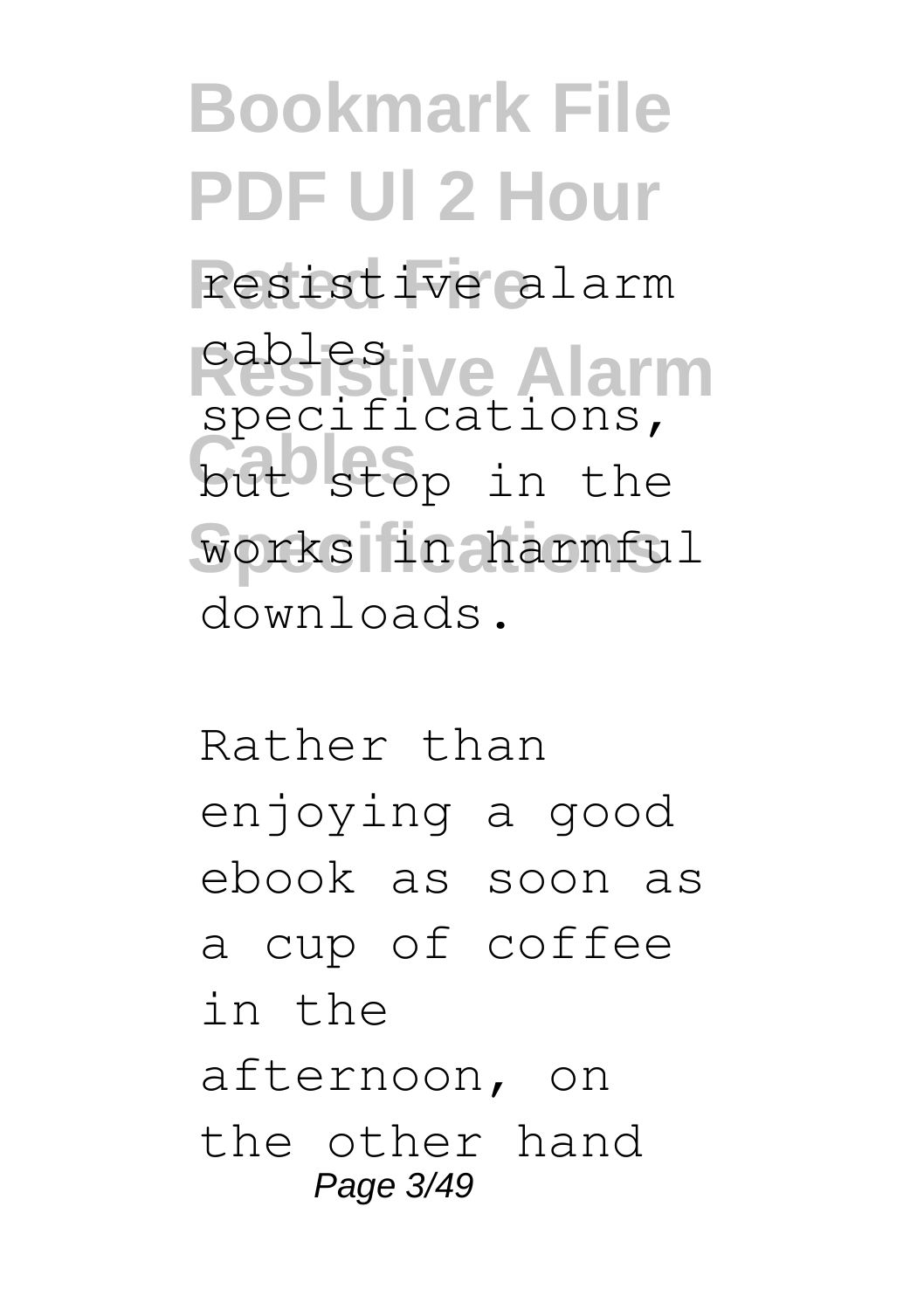resistive alarm cables specifications, but stop in the works in harmful downloads.

Rather than enjoying a good ebook as soon as a cup of coffee in the afternoon, on the other hand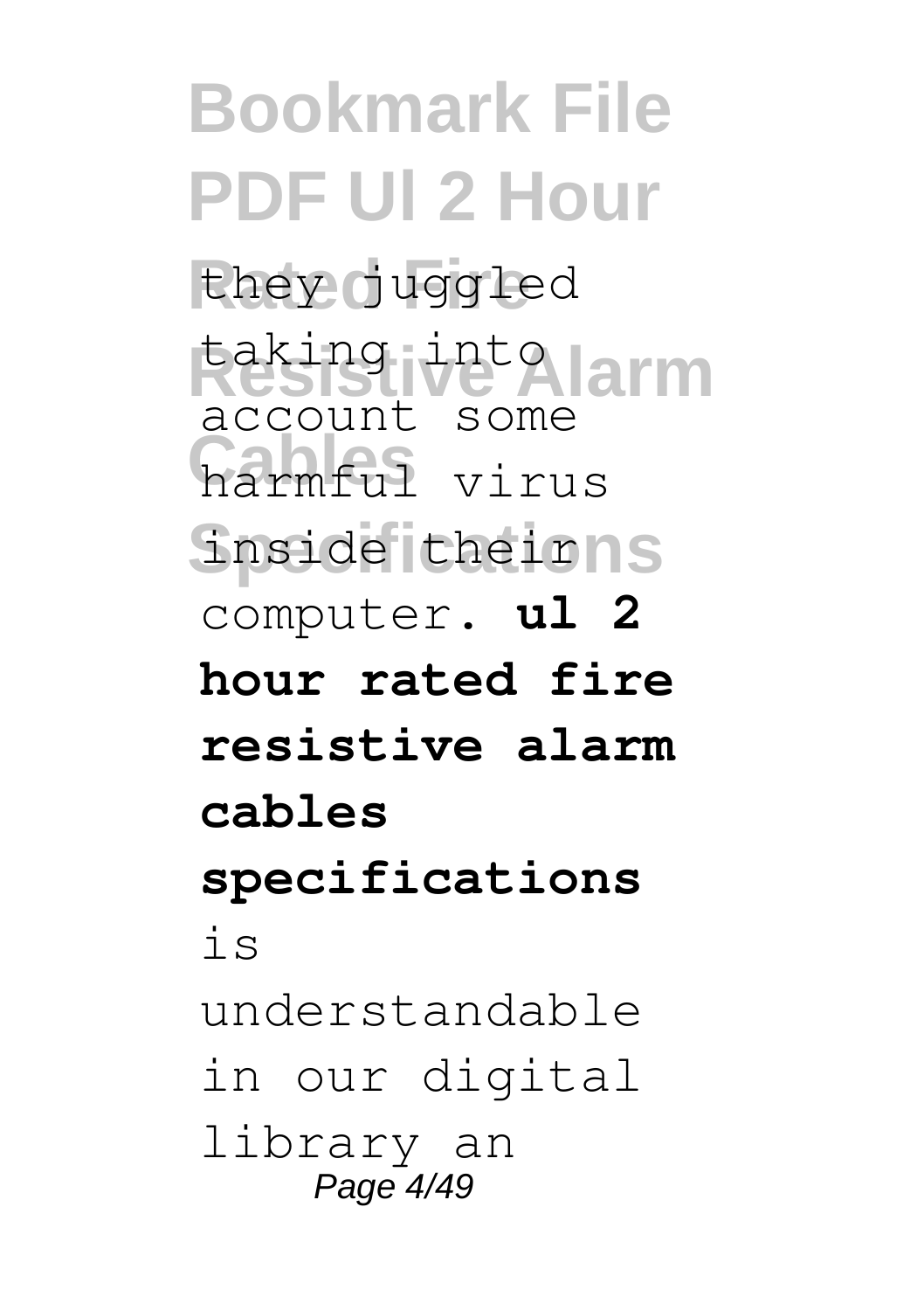they juggled taking into account some harmful virus inside their computer. **ul 2 hour rated fire resistive alarm cables specifications** is understandable in our digital library an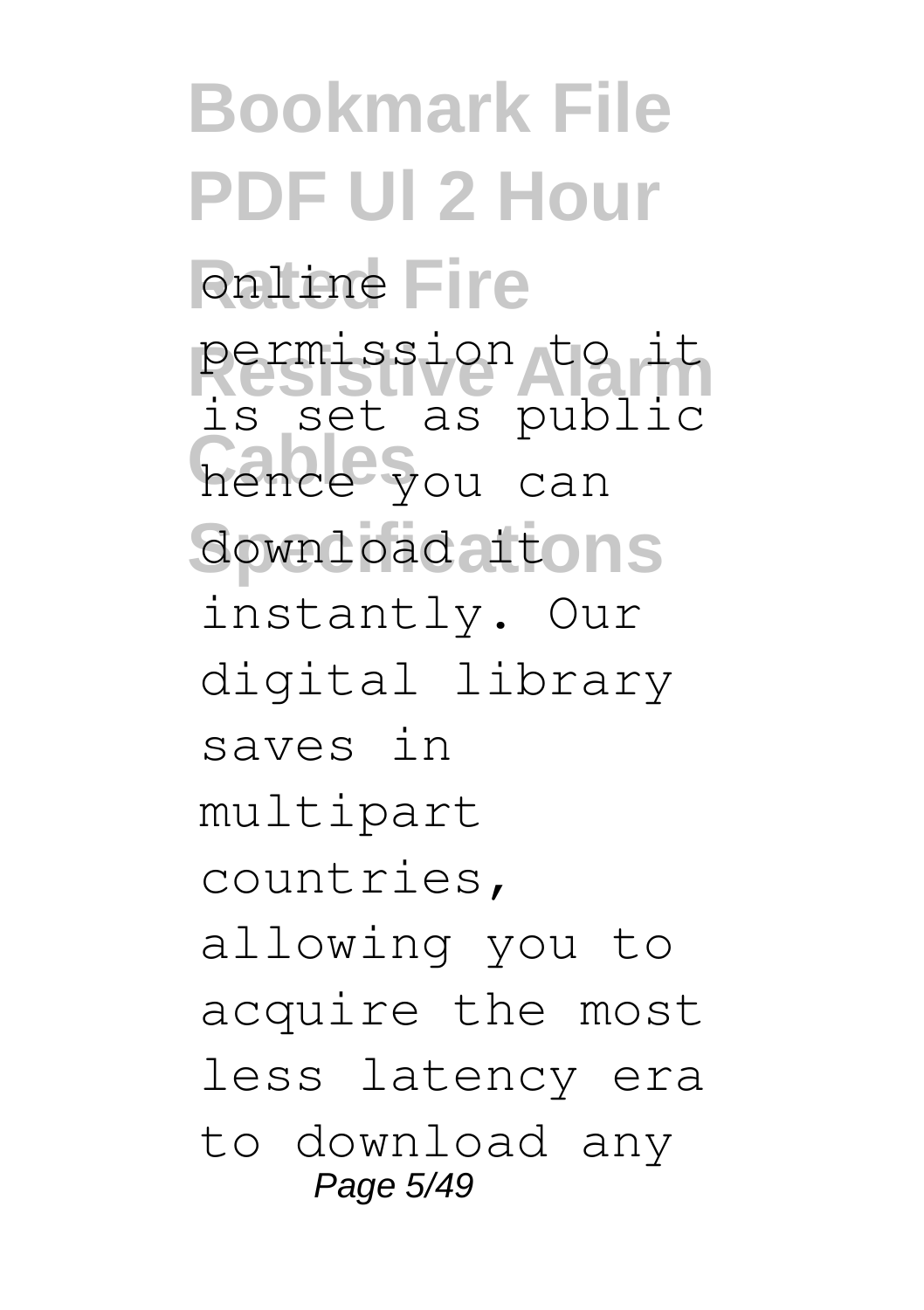online permission to it is set as public hence you can download it instantly. Our digital library saves in multipart countries, allowing you to acquire the most less latency era to download any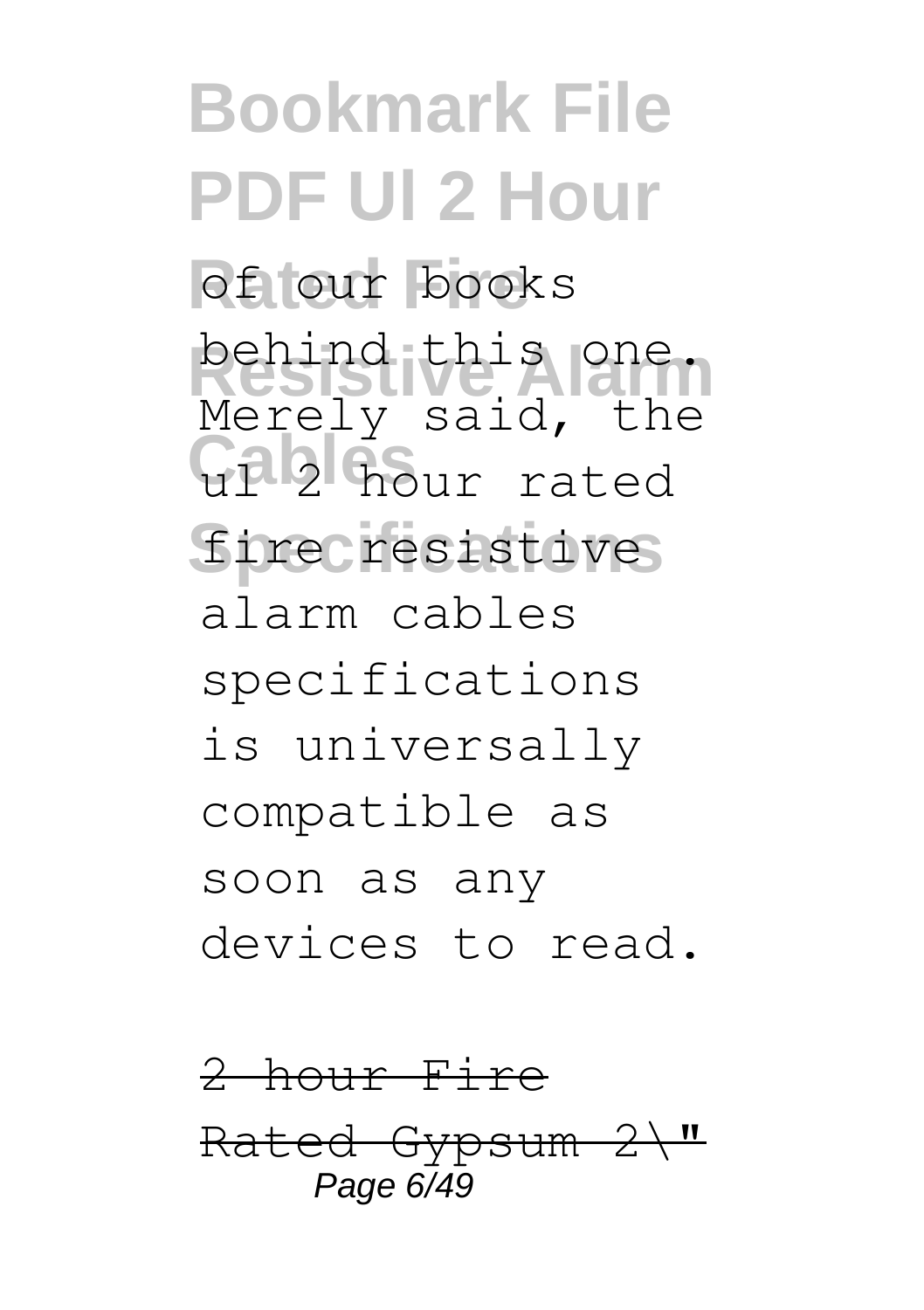of our books behind this one. Merely said, the ul 2 hour rated fire resistive alarm cables specifications is universally compatible as soon as any devices to read.

~~2 hour Fire Rated Gypsum 2\"~~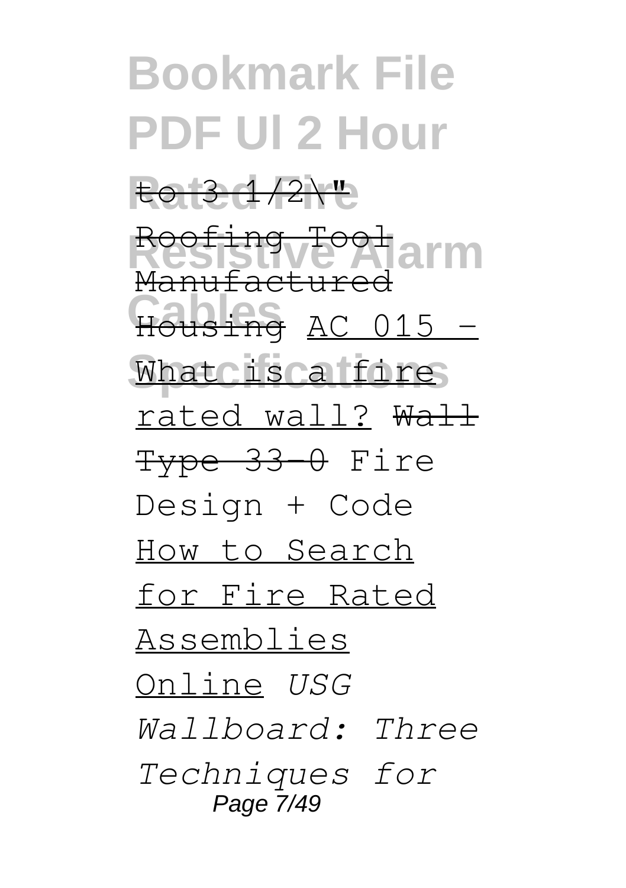~~to 3 1/2\"~~

~~Roofing Tool Manufactured Housing~~ AC 015 - What is a fire rated wall? ~~Wall Type 33-0~~ Fire Design + Code How to Search for Fire Rated Assemblies Online *USG Wallboard: Three Techniques for*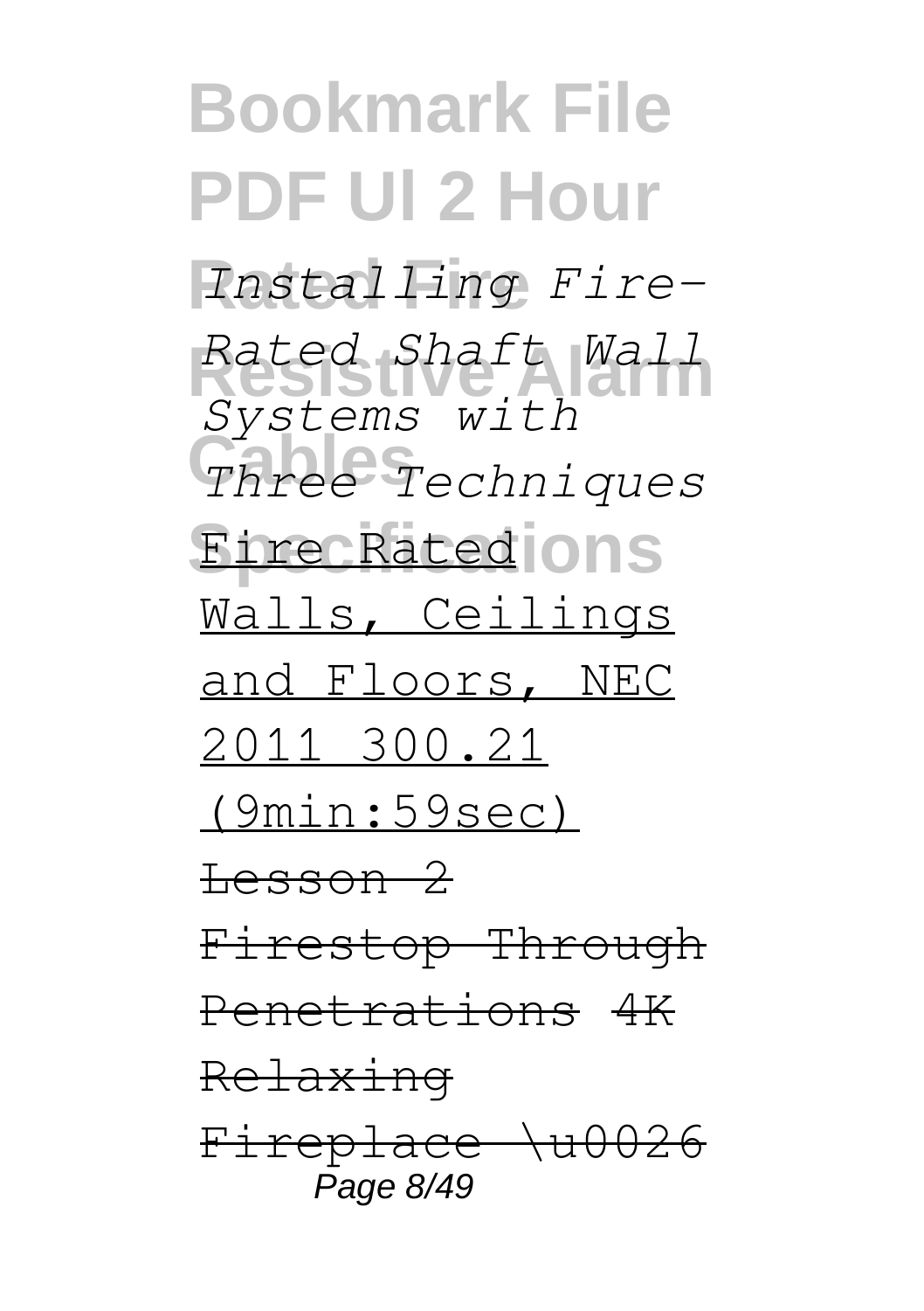*Installing Fire-Rated Shaft Wall Systems with Three Techniques* Fire Rated Walls, Ceilings and Floors, NEC 2011 300.21 (9min:59sec) ~~Lesson 2 Firestop Through Penetrations~~ ~~4K Relaxing Fireplace \u0026~~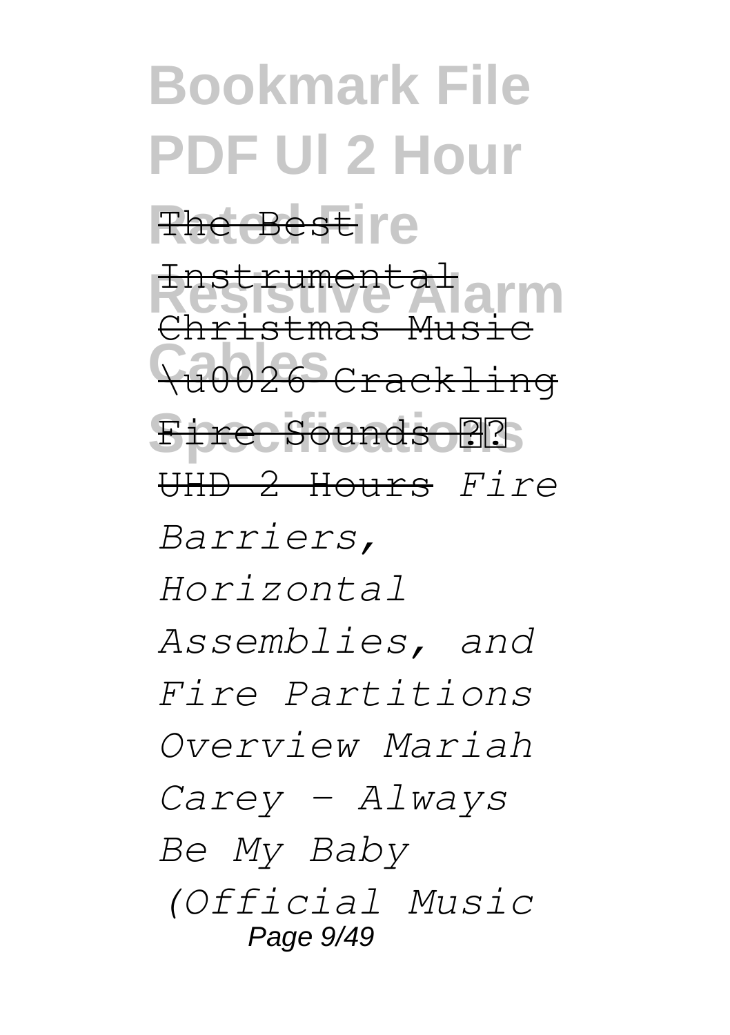~~The Best Instrumental Christmas Music \u0026 Crackling Fire Sounds ?? UHD 2 Hours~~ *Fire Barriers, Horizontal Assemblies, and Fire Partitions Overview Mariah Carey - Always Be My Baby (Official Music*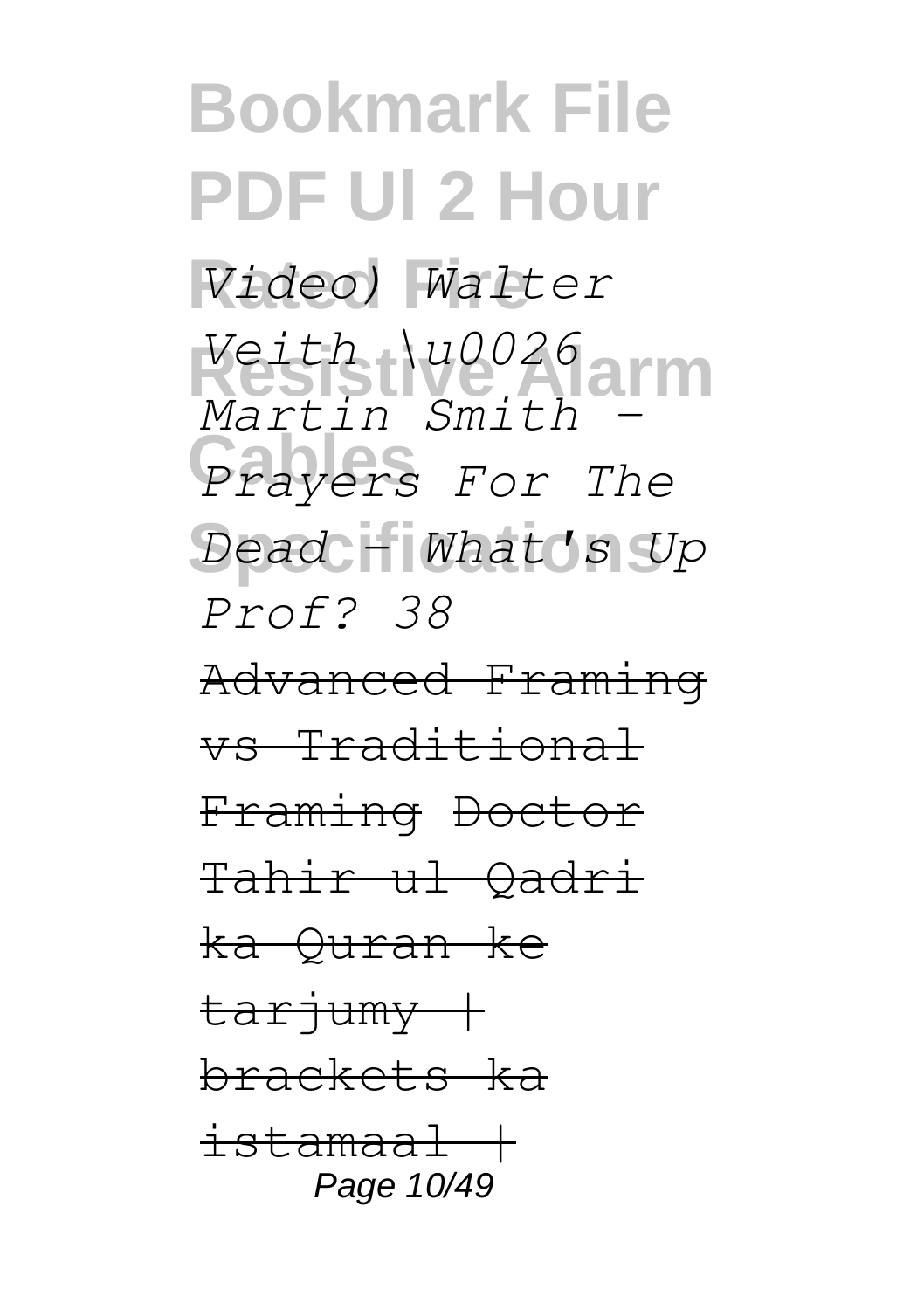*Video) Walter Veith \u0026 Martin Smith - Prayers For The Dead - What's Up Prof? 38*

~~Advanced Framing vs Traditional Framing~~ ~~Doctor Tahir ul Qadri ka Quran ke tarjumy | brackets ka istamaal |~~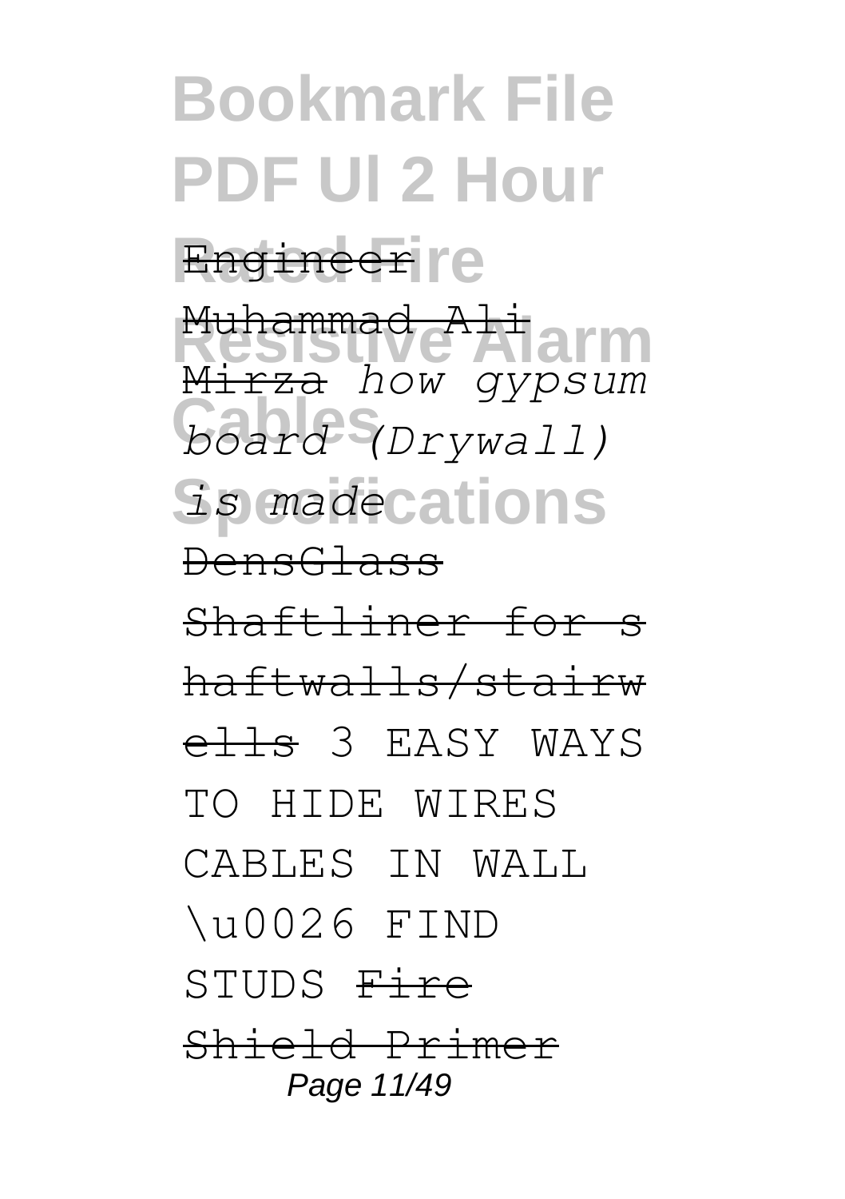Engineer

Muhammad Ali Mirza *how gypsum board (Drywall) is made*

DensGlass Shaftliner for shaftwalls/stairwells 3 EASY WAYS TO HIDE WIRES CABLES IN WALL \u0026 FIND STUDS Fire Shield Primer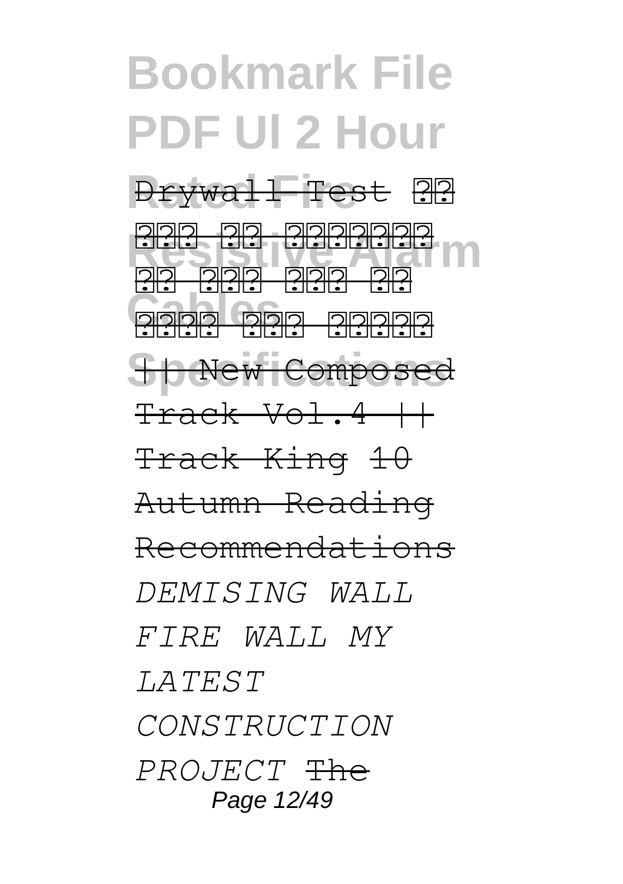Drywall Test ?? ??? ?? ???????? ?? ??? ??? ?? ???? ??? ????? || New Composed Track Vol.4 || Track King 10 Autumn Reading Recommendations *DEMISING WALL FIRE WALL MY LATEST CONSTRUCTION PROJECT* The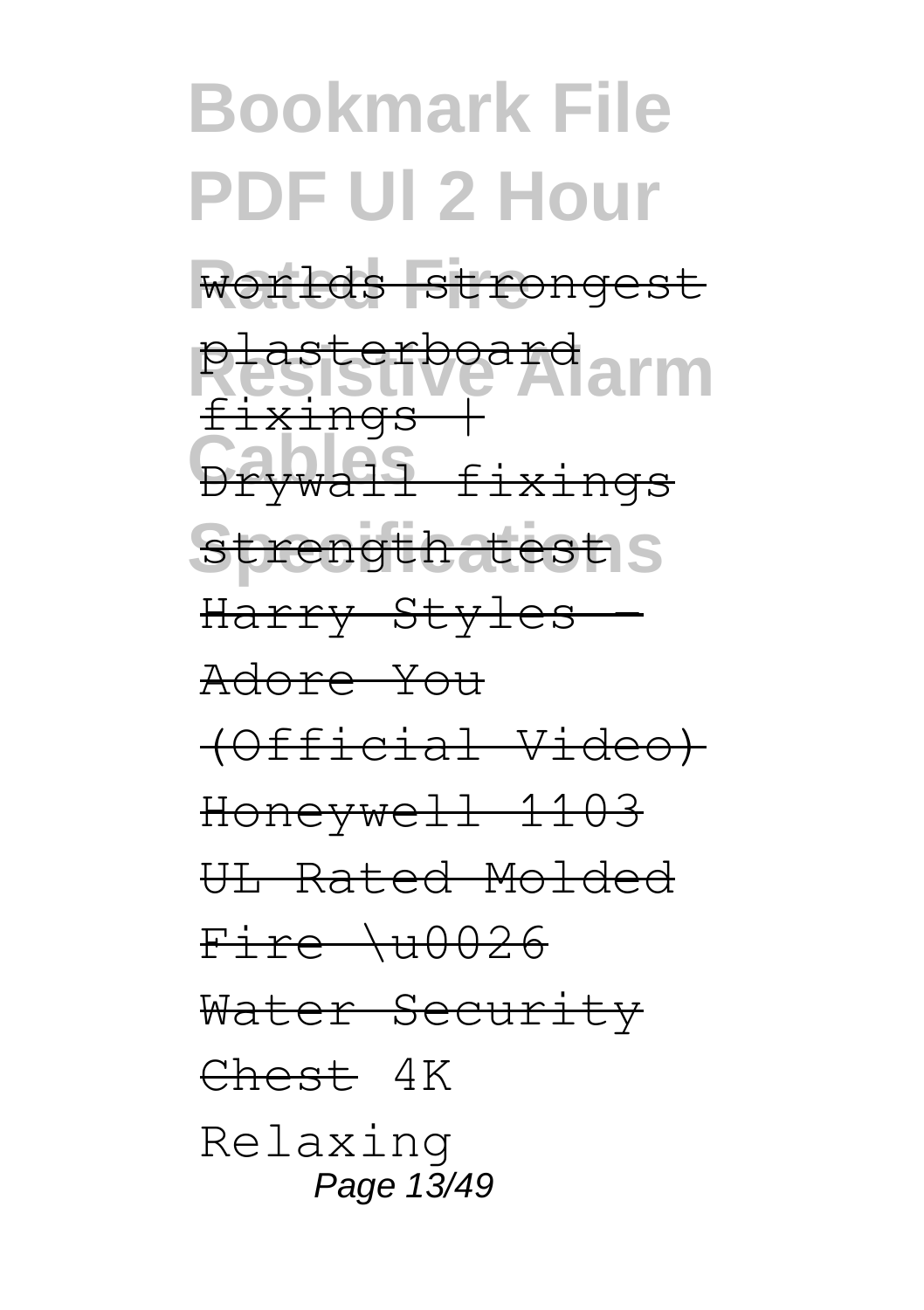worlds strongest plasterboard fixings | Drywall fixings strength test Harry Styles - Adore You (Official Video) Honeywell 1103 UL Rated Molded Fire \u0026 Water Security Chest 4K Relaxing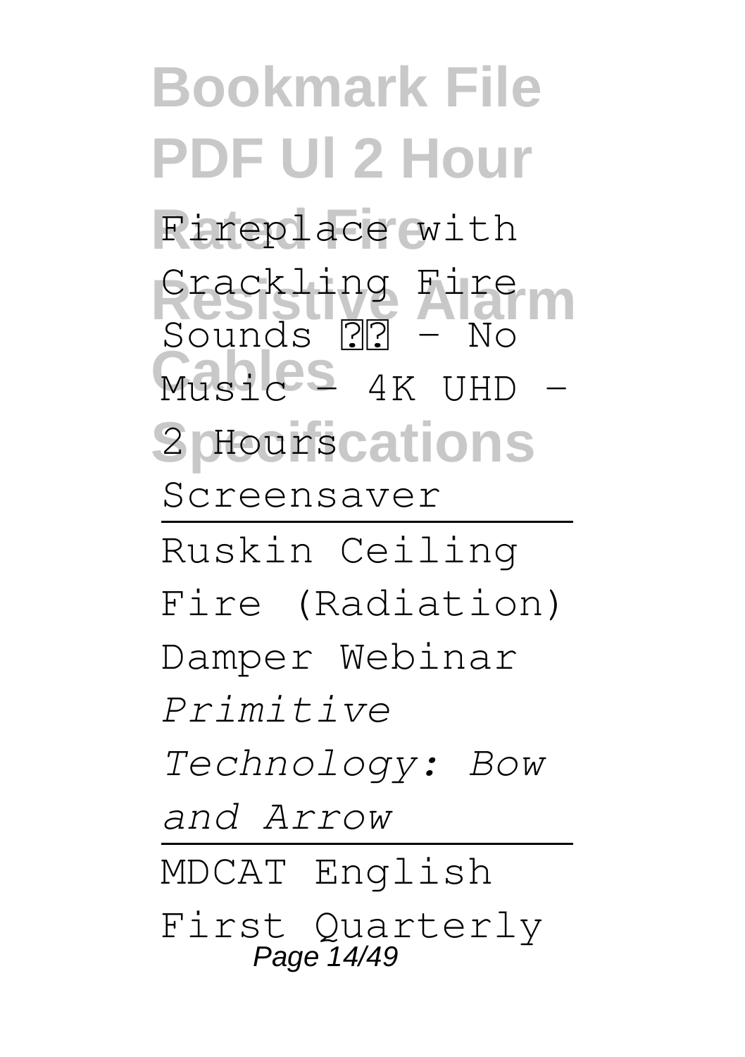Fireplace with Crackling Fire Sounds ?? - No Music - 4K UHD - 2 Hours Screensaver

Ruskin Ceiling Fire (Radiation) Damper Webinar

*Primitive Technology: Bow and Arrow*

MDCAT English First Quarterly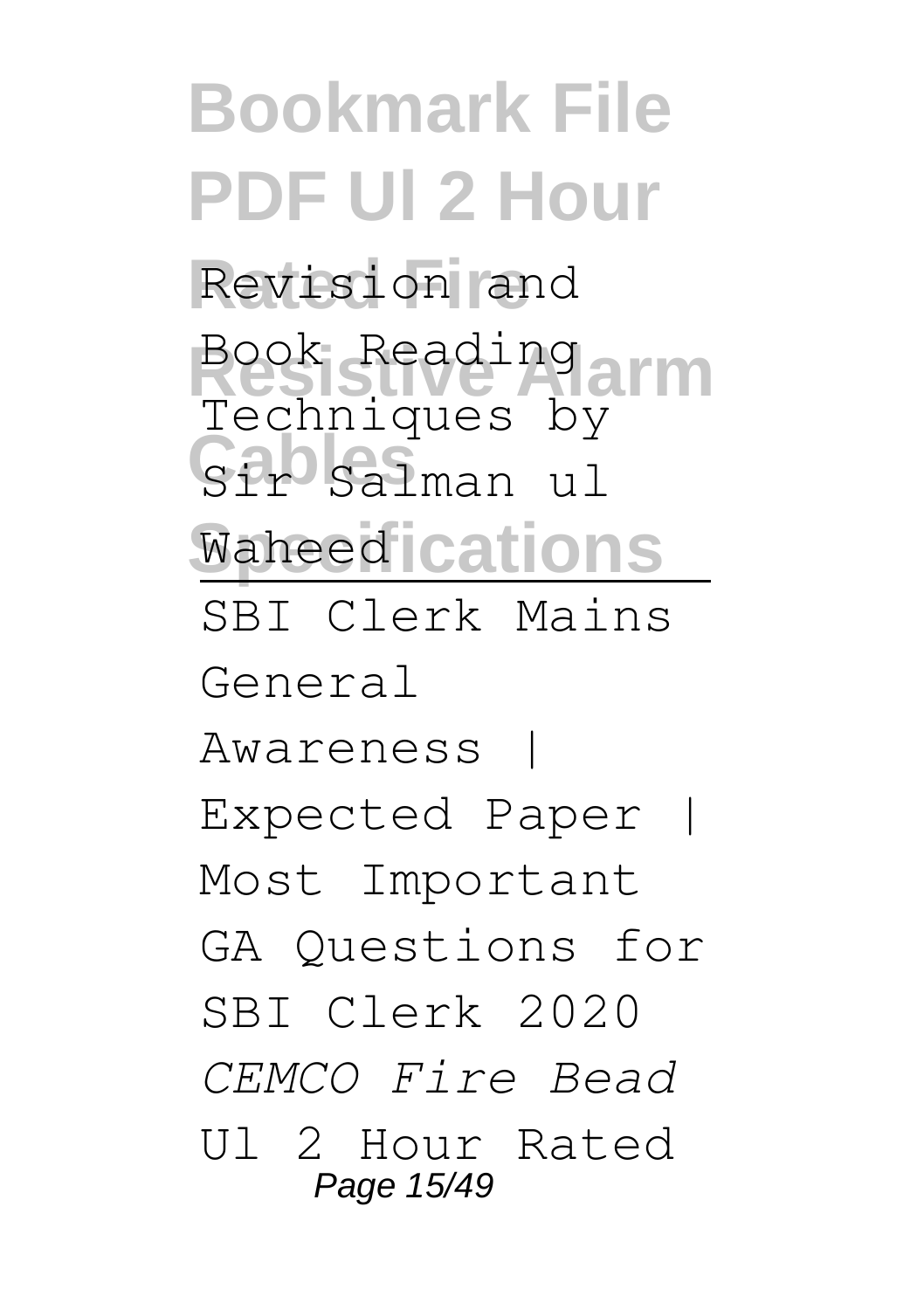Revision and Book Reading Techniques by Sir Salman ul Waheed

SBI Clerk Mains General Awareness | Expected Paper | Most Important GA Questions for SBI Clerk 2020

*CEMCO Fire Bead*

Ul 2 Hour Rated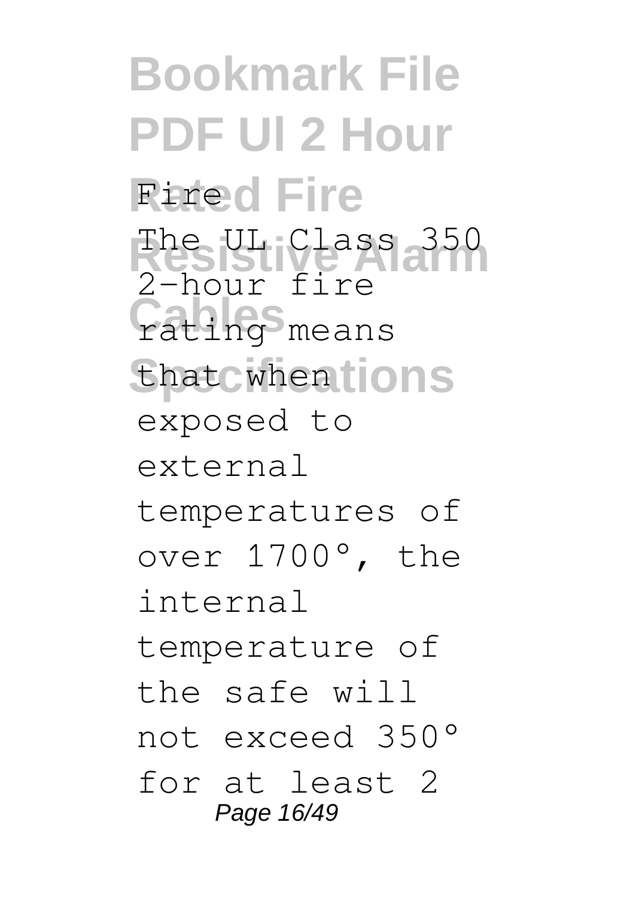Fire

The UL Class 350 2-hour fire rating means that when exposed to external temperatures of over 1700°, the internal temperature of the safe will not exceed 350° for at least 2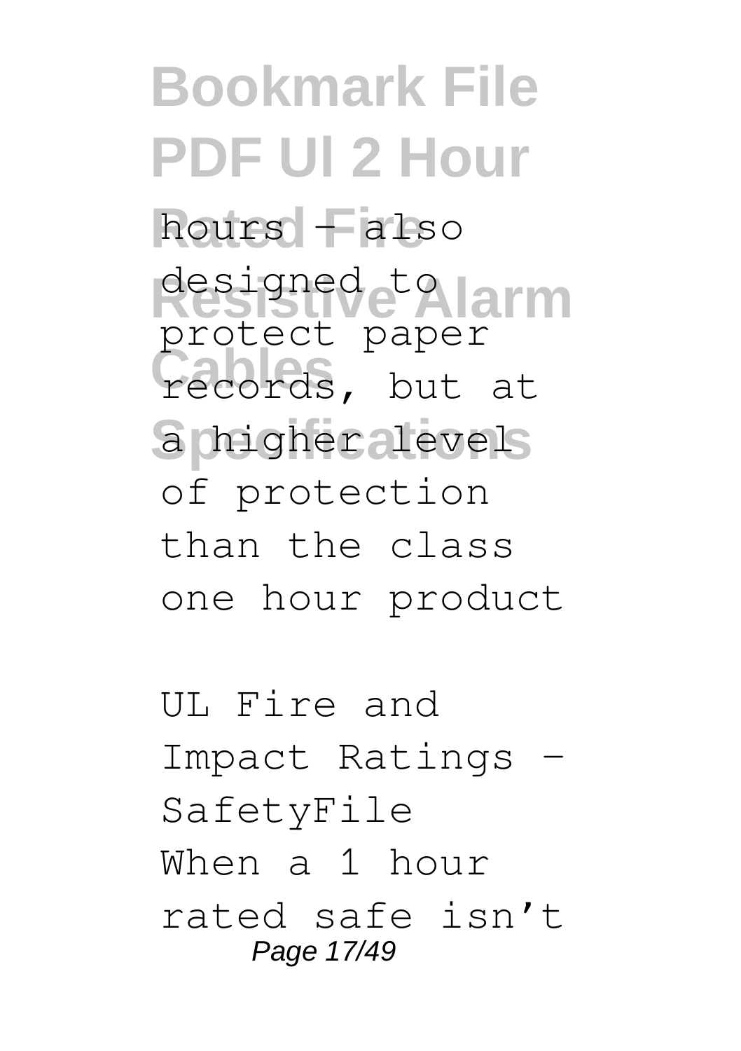hours – also designed to protect paper records, but at a higher level of protection than the class one hour product

UL Fire and Impact Ratings - SafetyFile

When a 1 hour rated safe isn't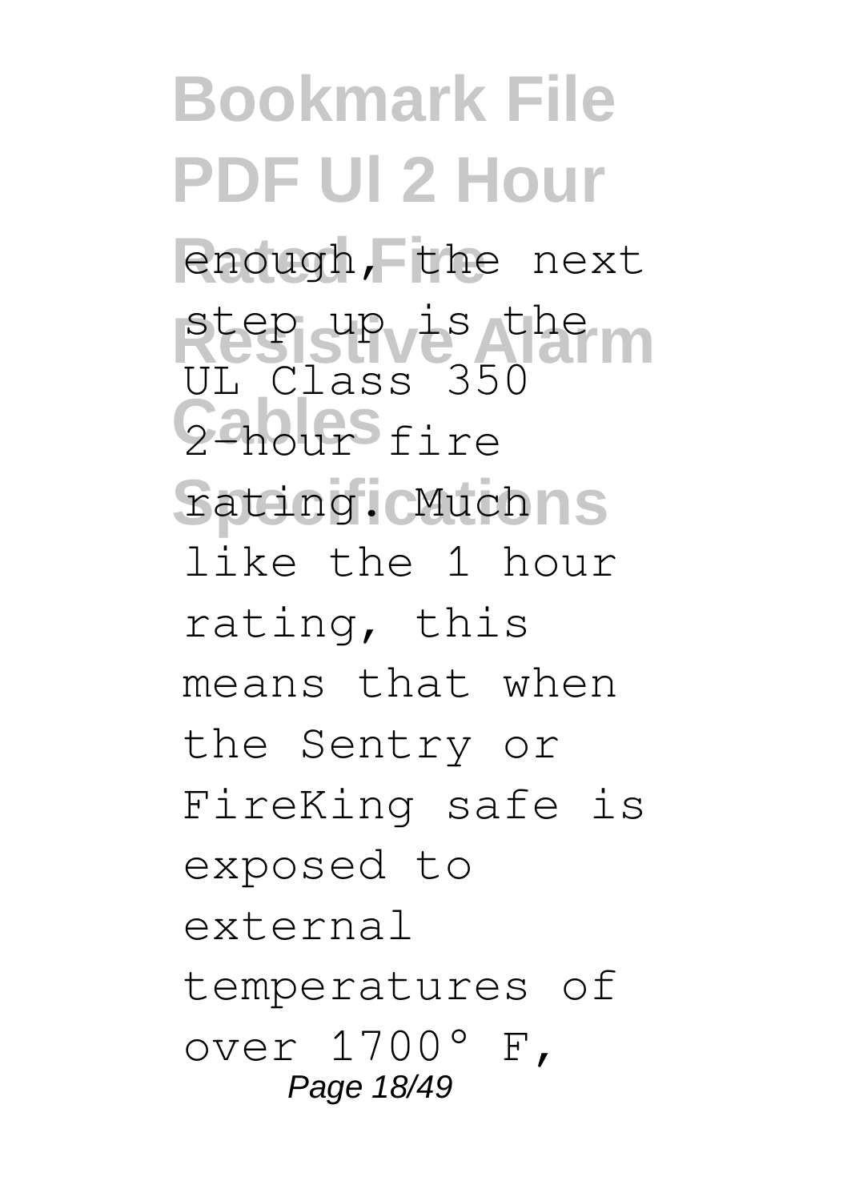enough, the next step up is the UL Class 350 2-hour fire rating. Much like the 1 hour rating, this means that when the Sentry or FireKing safe is exposed to external temperatures of over 1700° F,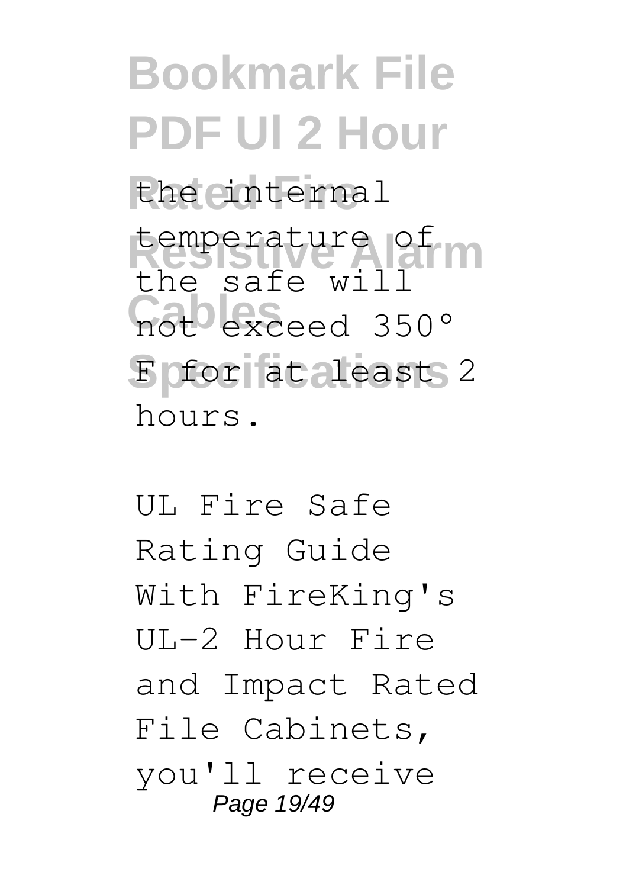the internal temperature of the safe will not exceed 350° F for at least 2 hours.

UL Fire Safe Rating Guide With FireKing's UL-2 Hour Fire and Impact Rated File Cabinets, you'll receive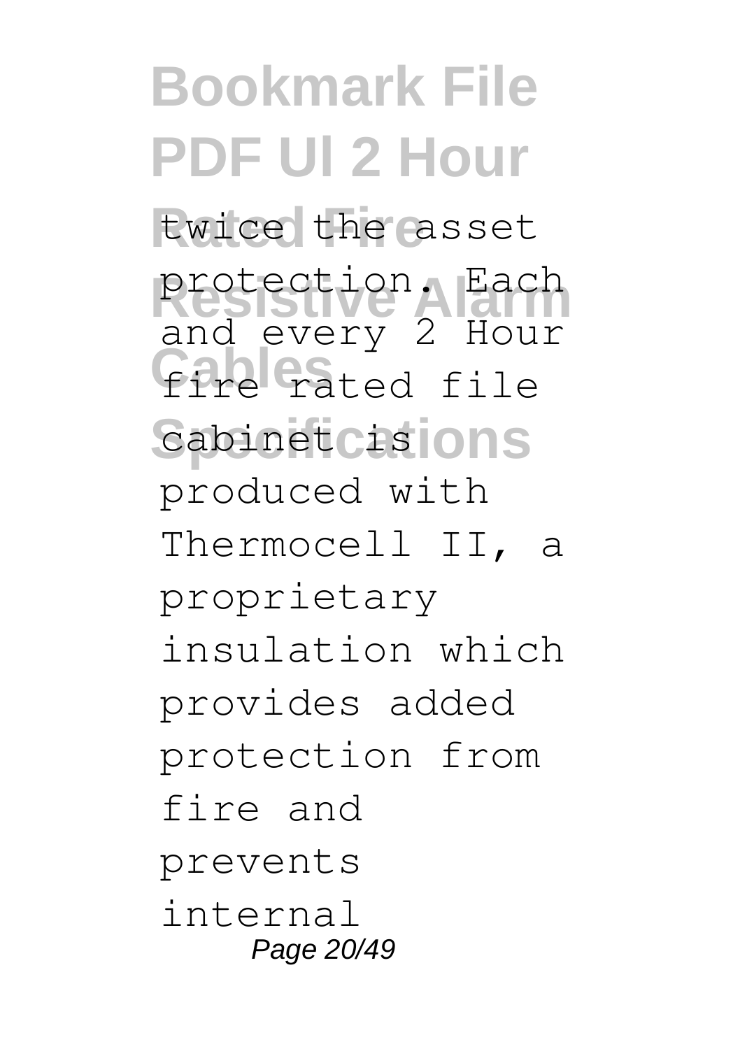twice the asset protection. Each and every 2 Hour fire rated file cabinet is produced with Thermocell II, a proprietary insulation which provides added protection from fire and prevents internal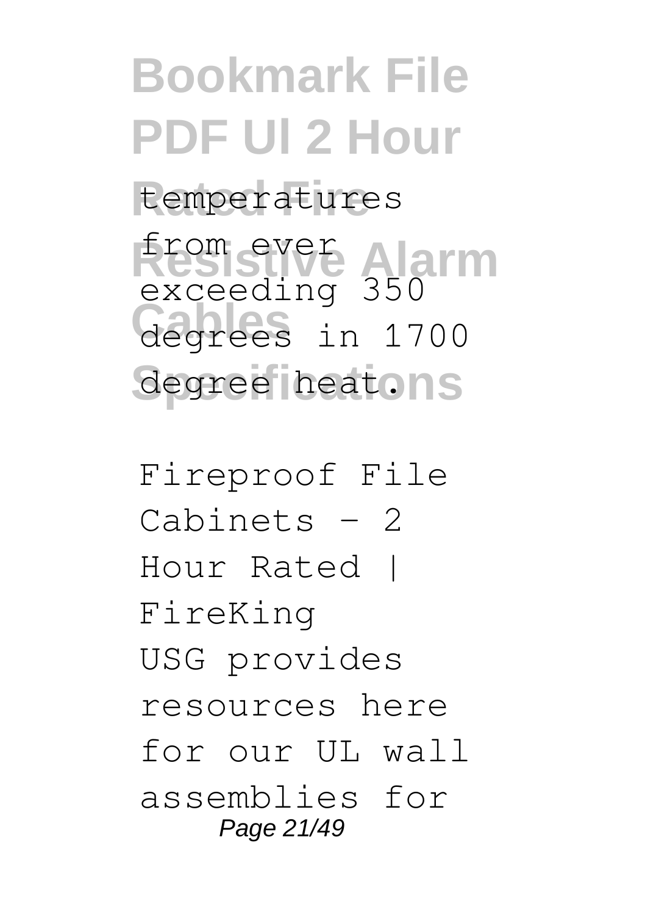temperatures from ever exceeding 350 degrees in 1700 degree heat.

Fireproof File Cabinets - 2 Hour Rated | FireKing
USG provides resources here for our UL wall assemblies for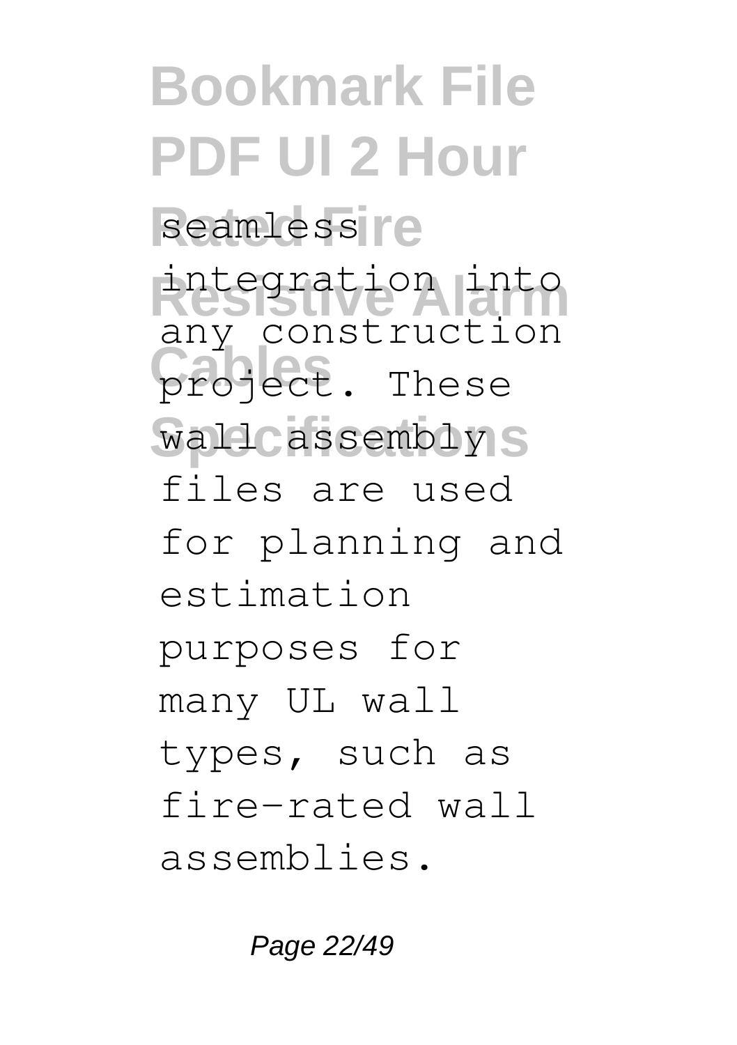seamless integration into any construction project. These wall assembly files are used for planning and estimation purposes for many UL wall types, such as fire-rated wall assemblies.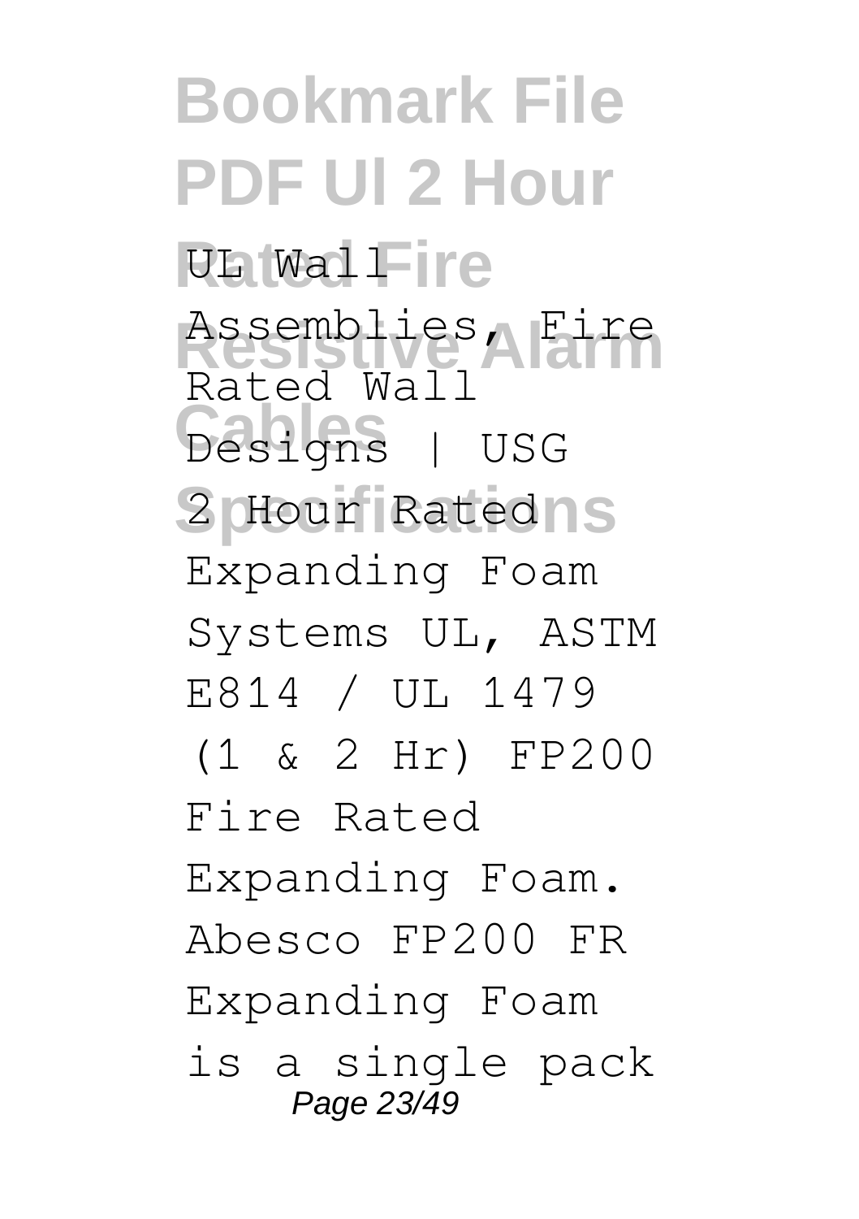UL Wall Assemblies, Fire Rated Wall Designs | USG
2 Hour Rated Expanding Foam Systems UL, ASTM E814 / UL 1479 (1 & 2 Hr) FP200 Fire Rated Expanding Foam. Abesco FP200 FR Expanding Foam is a single pack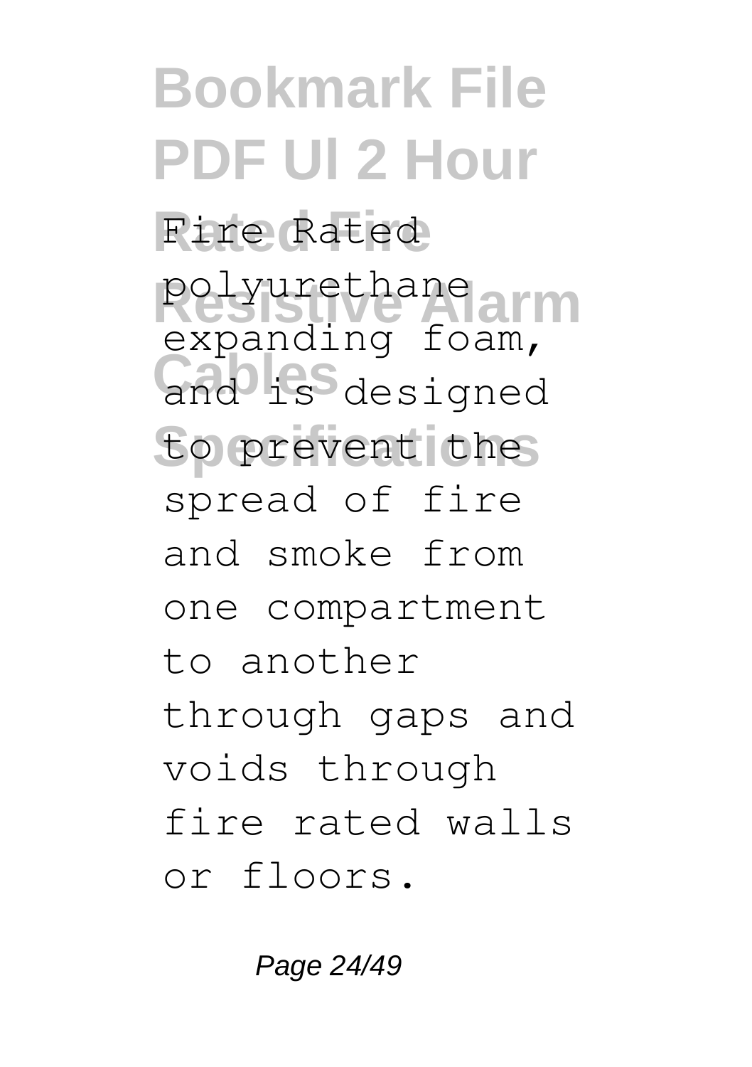Fire Rated polyurethane expanding foam, and is designed to prevent the spread of fire and smoke from one compartment to another through gaps and voids through fire rated walls or floors.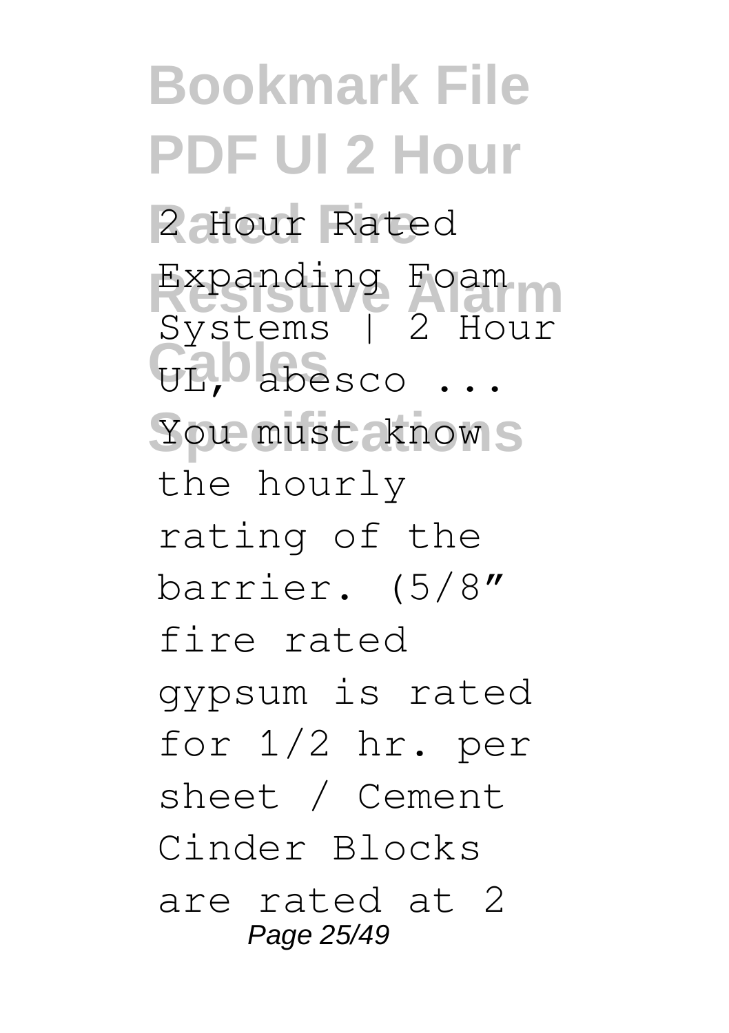2 Hour Rated Expanding Foam Systems | 2 Hour UL, abesco ...

You must know the hourly rating of the barrier. (5/8″ fire rated gypsum is rated for 1/2 hr. per sheet / Cement Cinder Blocks are rated at 2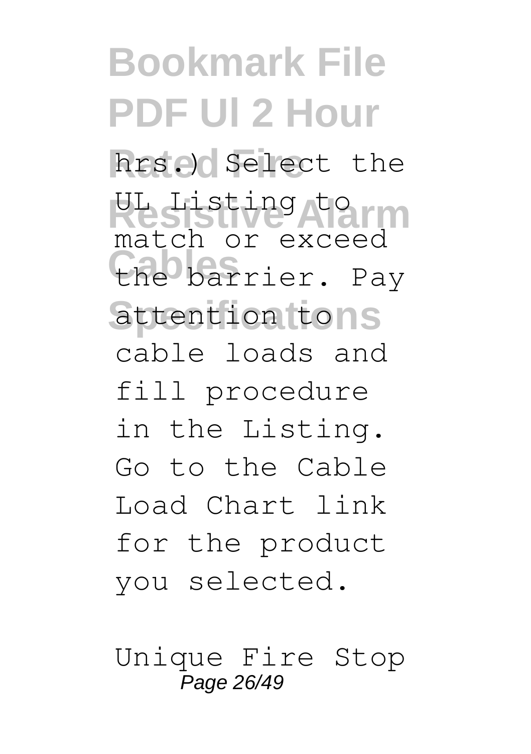hrs.) Select the UL Listing to match or exceed the barrier. Pay attention to cable loads and fill procedure in the Listing. Go to the Cable Load Chart link for the product you selected.

Unique Fire Stop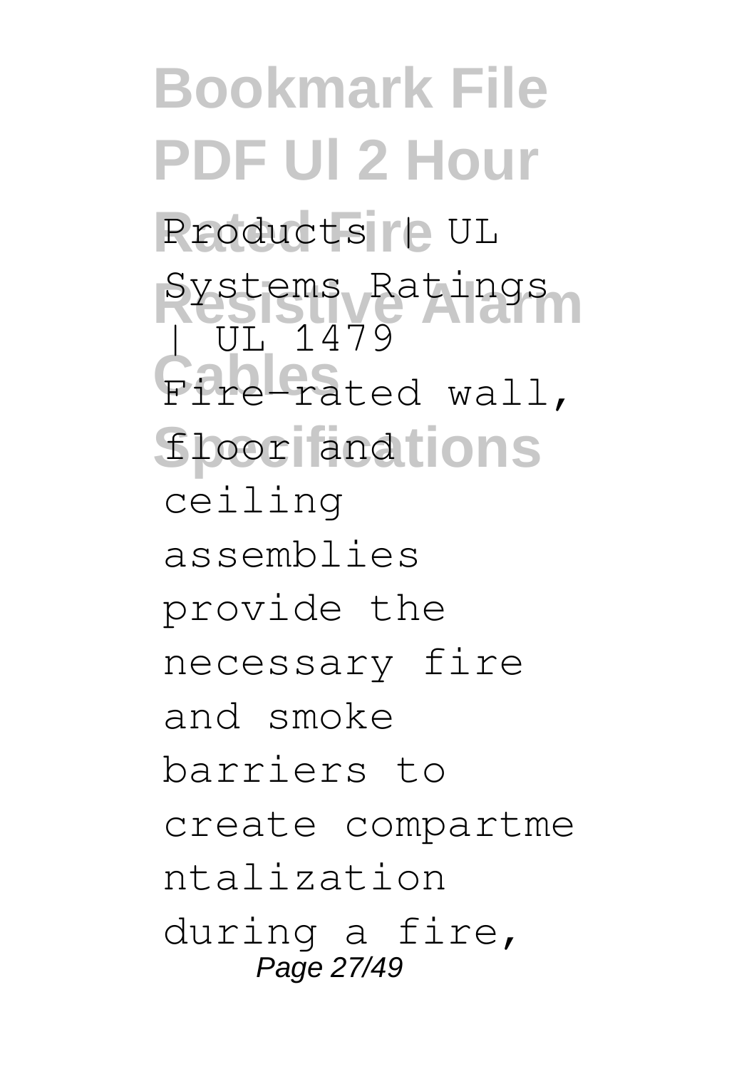Products | UL Systems Ratings | UL 1479 Fire-rated wall, floor and ceiling assemblies provide the necessary fire and smoke barriers to create compartmentalization during a fire,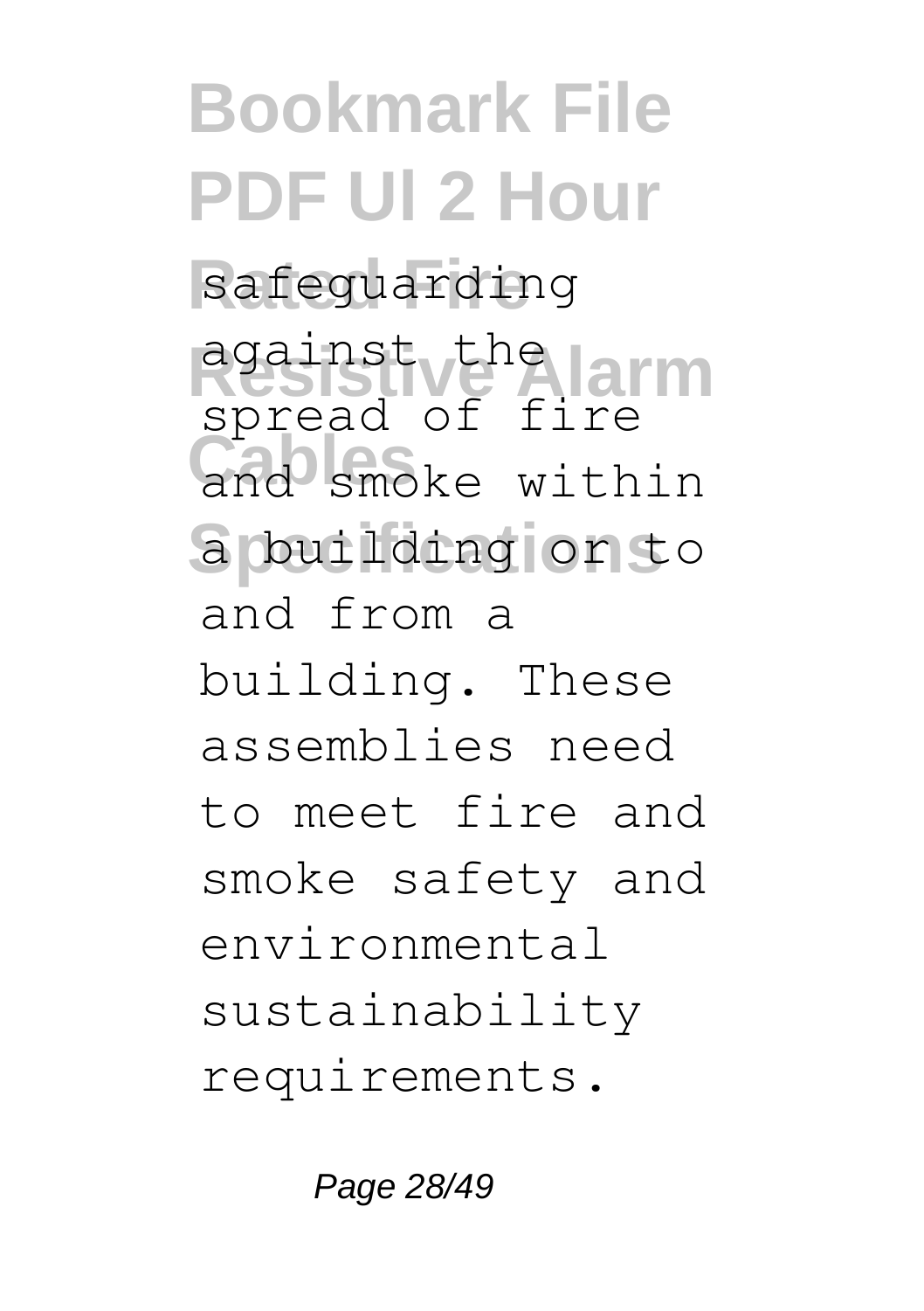safeguarding against the spread of fire and smoke within a building or to and from a building. These assemblies need to meet fire and smoke safety and environmental sustainability requirements.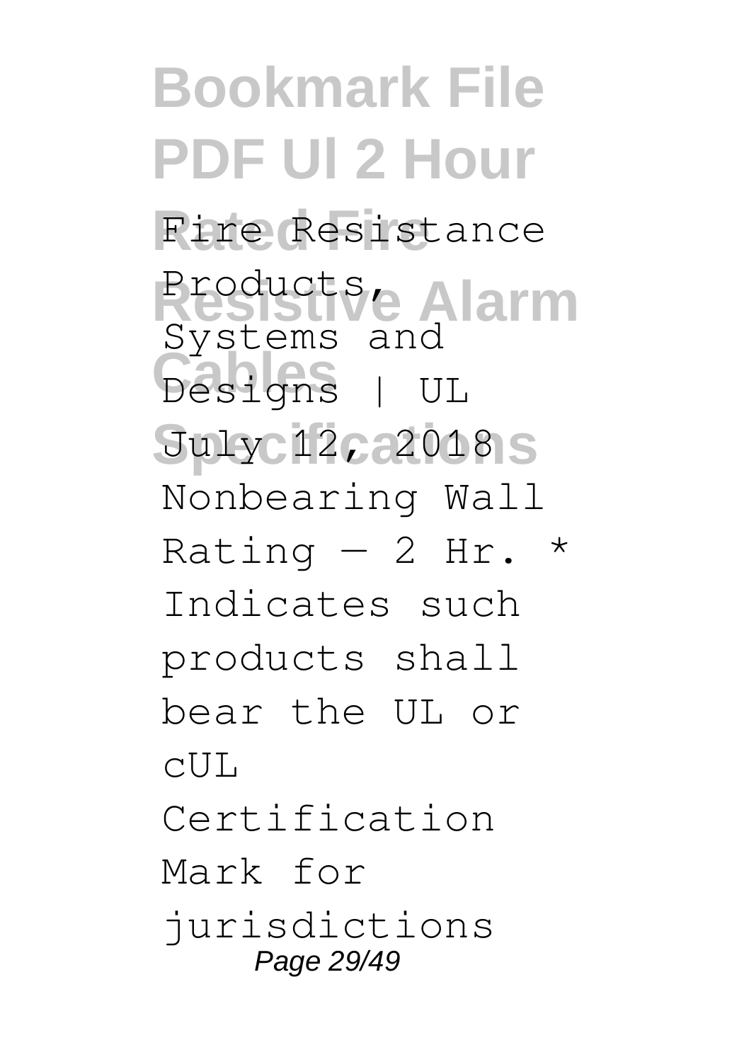Fire Resistance Products, Systems and Designs | UL

July 12, 2018

Nonbearing Wall Rating — 2 Hr. * Indicates such products shall bear the UL or cUL Certification Mark for jurisdictions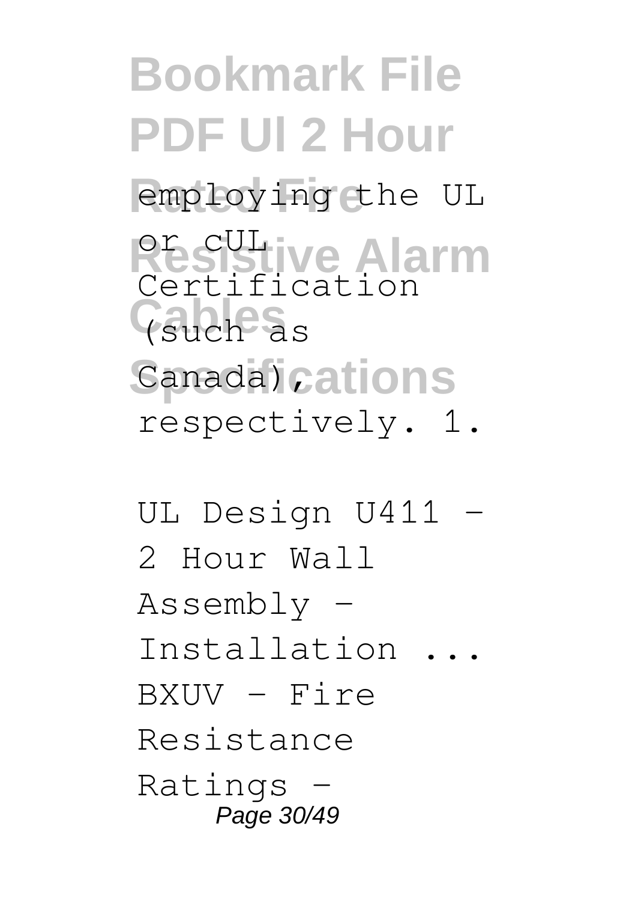employing the UL or cUL Certification (such as Canada), respectively. 1.

UL Design U411 - 2 Hour Wall Assembly - Installation ...

BXUV - Fire Resistance Ratings -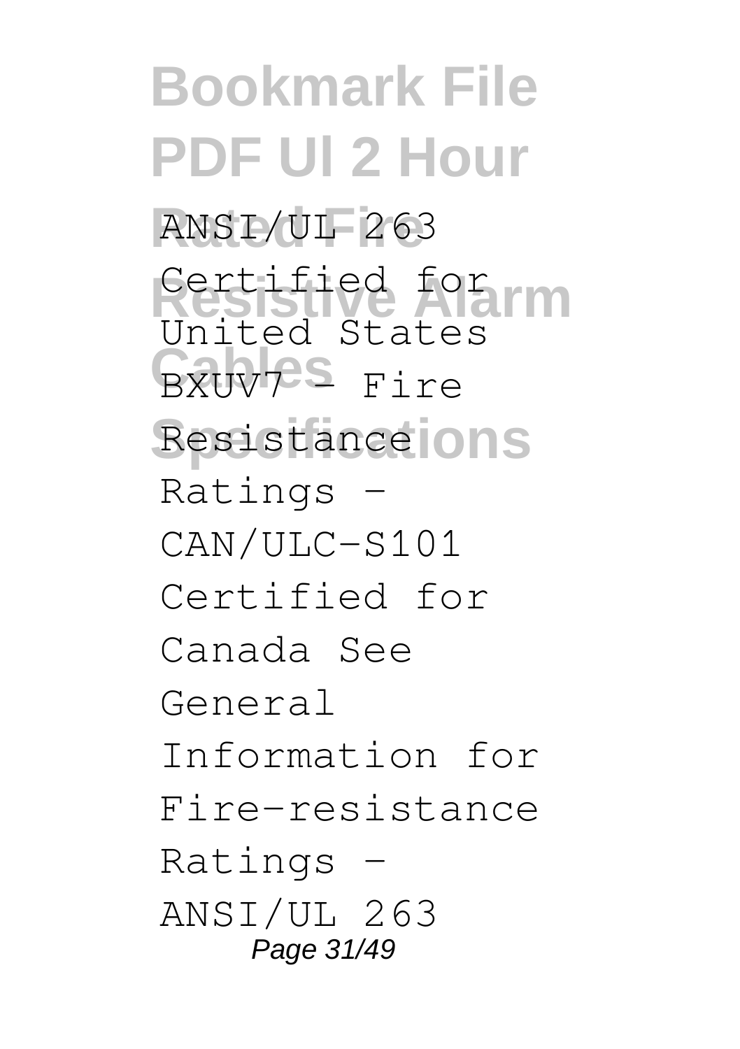ANSI/UL 263 Certified for United States BXUV7 - Fire Resistance Ratings - CAN/ULC-S101 Certified for Canada See General Information for Fire-resistance Ratings - ANSI/UL 263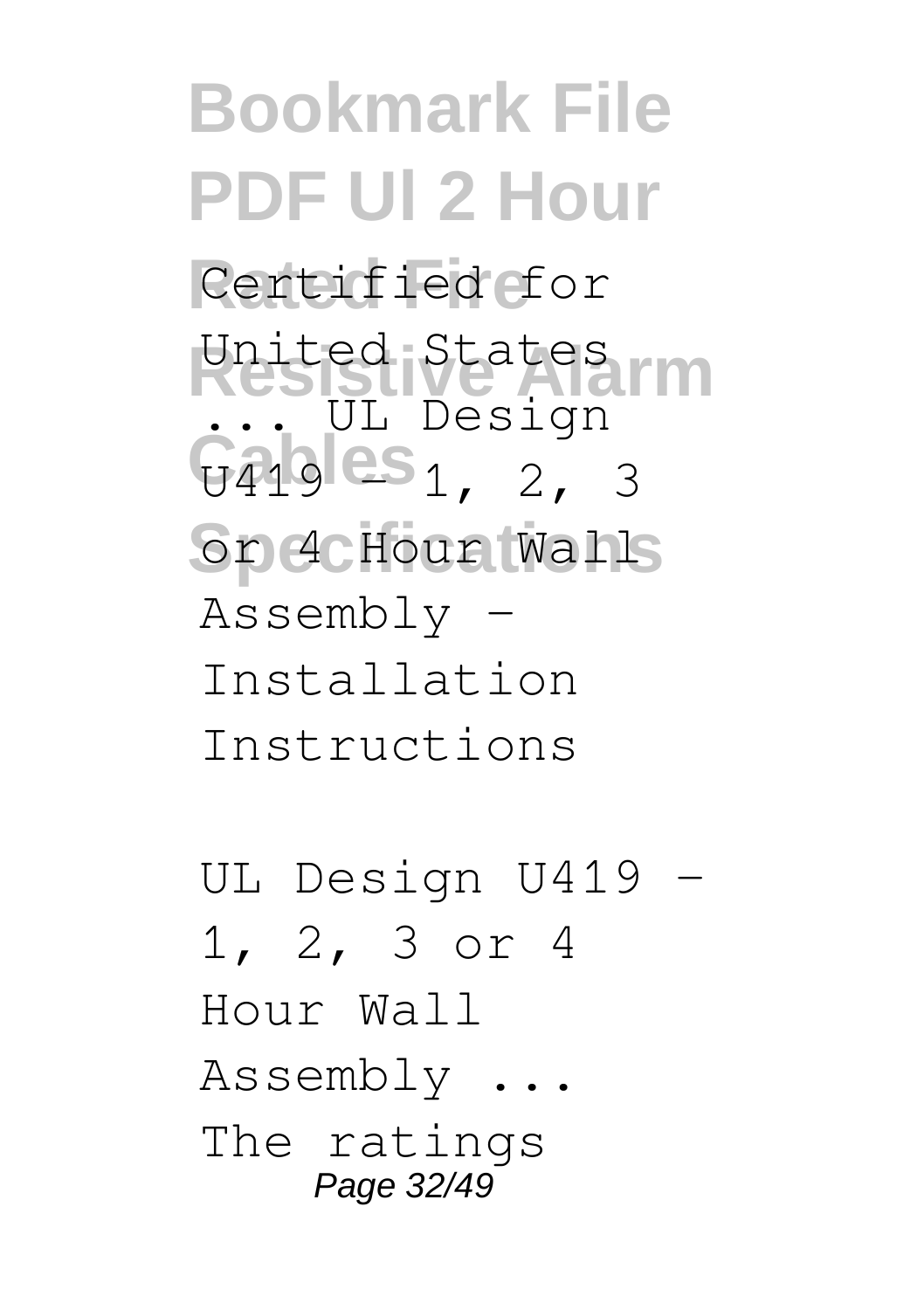Certified for United States ... UL Design U419 - 1, 2, 3 or 4 Hour Wall Assembly - Installation Instructions

UL Design U419 - 1, 2, 3 or 4 Hour Wall Assembly ...

The ratings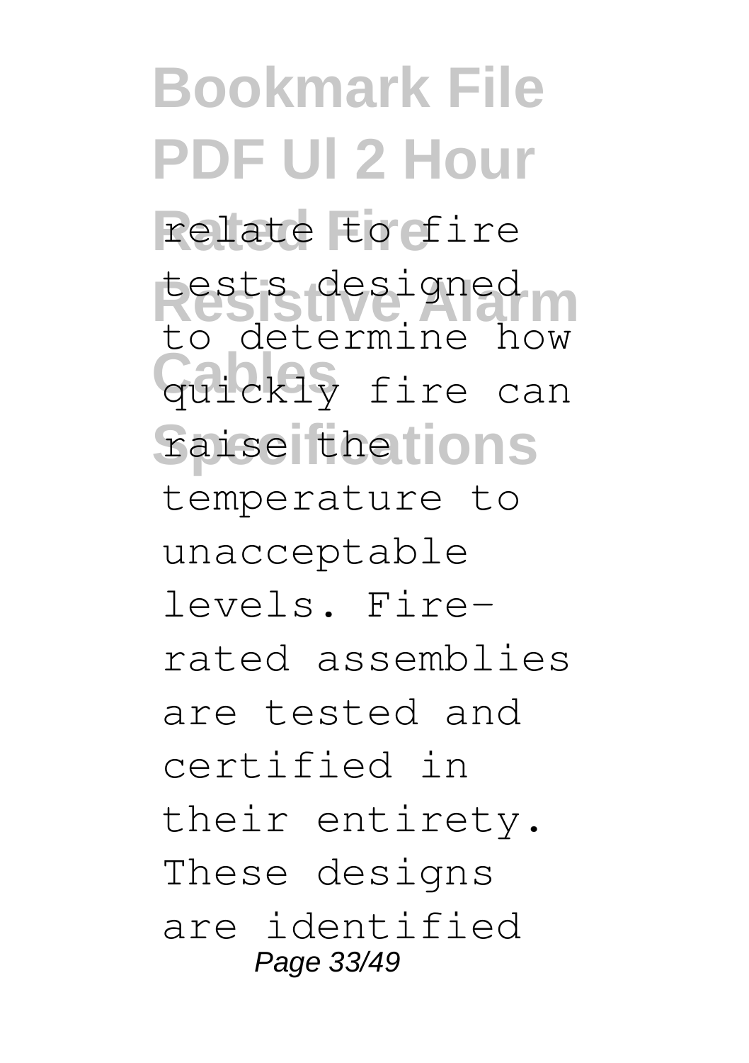relate to fire tests designed to determine how quickly fire can raise the temperature to unacceptable levels. Fire-rated assemblies are tested and certified in their entirety. These designs are identified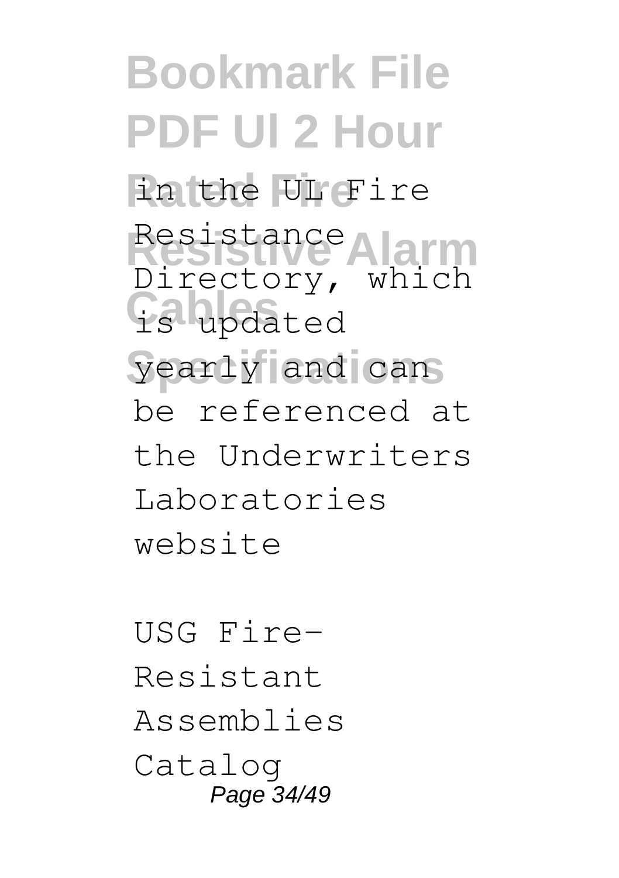in the UL Fire Resistance Directory, which is updated yearly and can be referenced at the Underwriters Laboratories website

USG Fire-Resistant Assemblies Catalog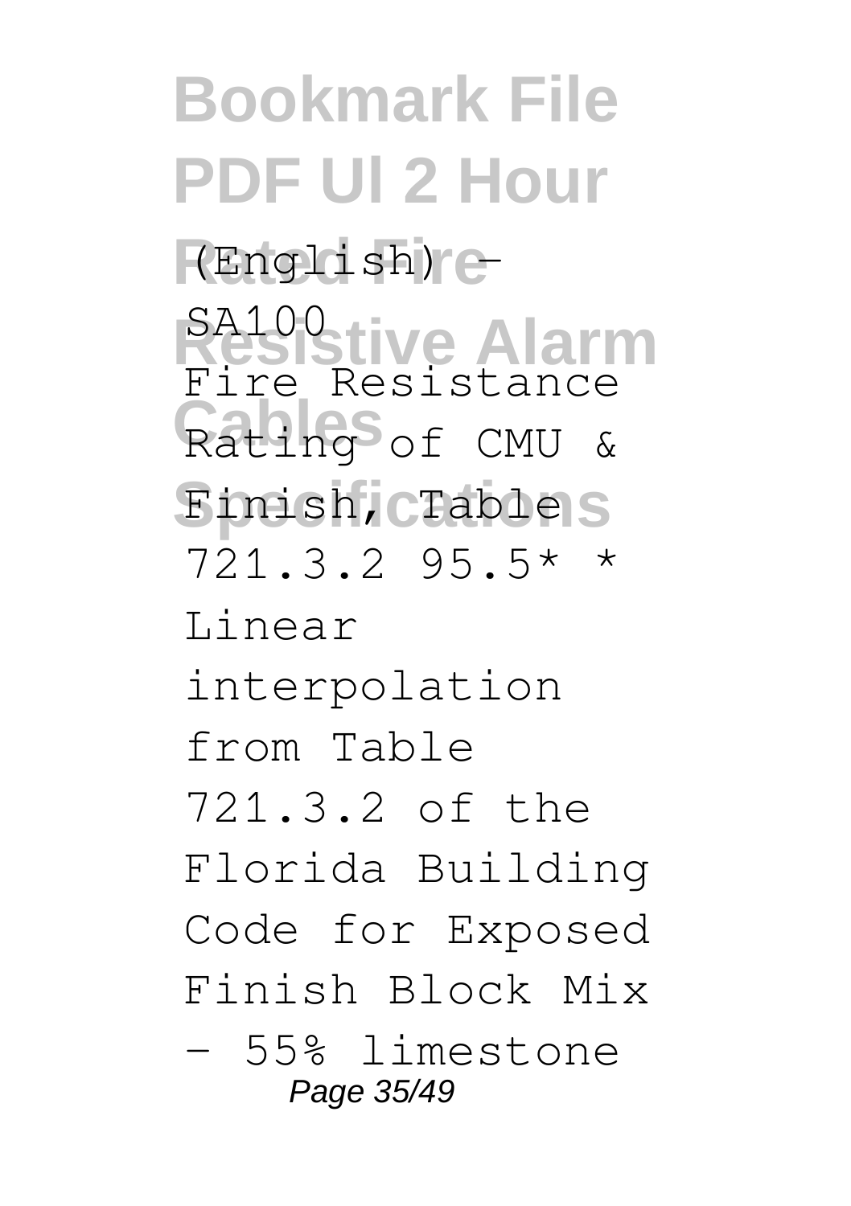(English) -
SA100
Fire Resistance Rating of CMU & Finish, Table 721.3.2 95.5* * Linear interpolation from Table 721.3.2 of the Florida Building Code for Exposed Finish Block Mix - 55% limestone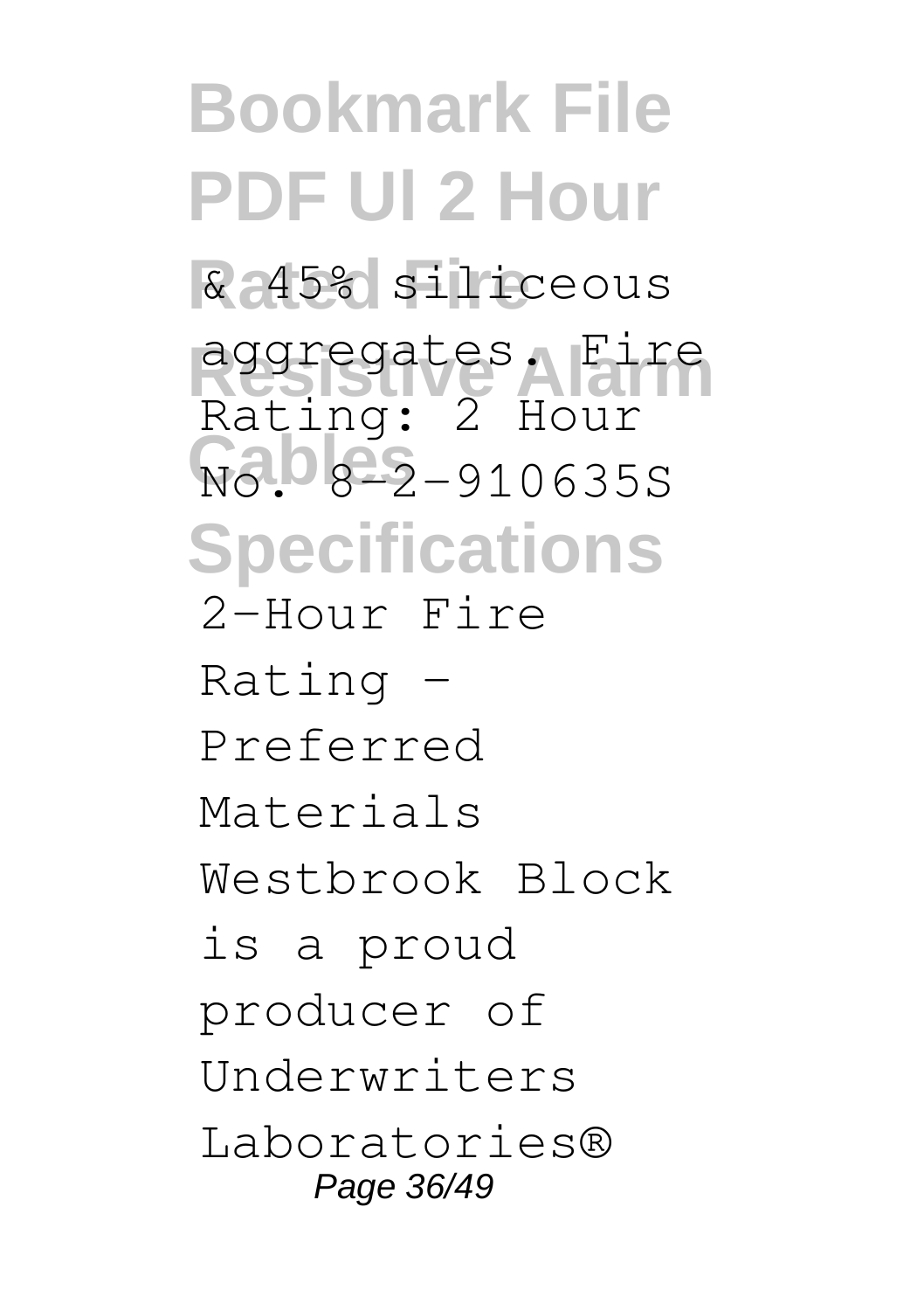& 45% siliceous aggregates. Fire Rating: 2 Hour No. 8-2-910635S

2-Hour Fire Rating - Preferred Materials Westbrook Block is a proud producer of Underwriters Laboratories®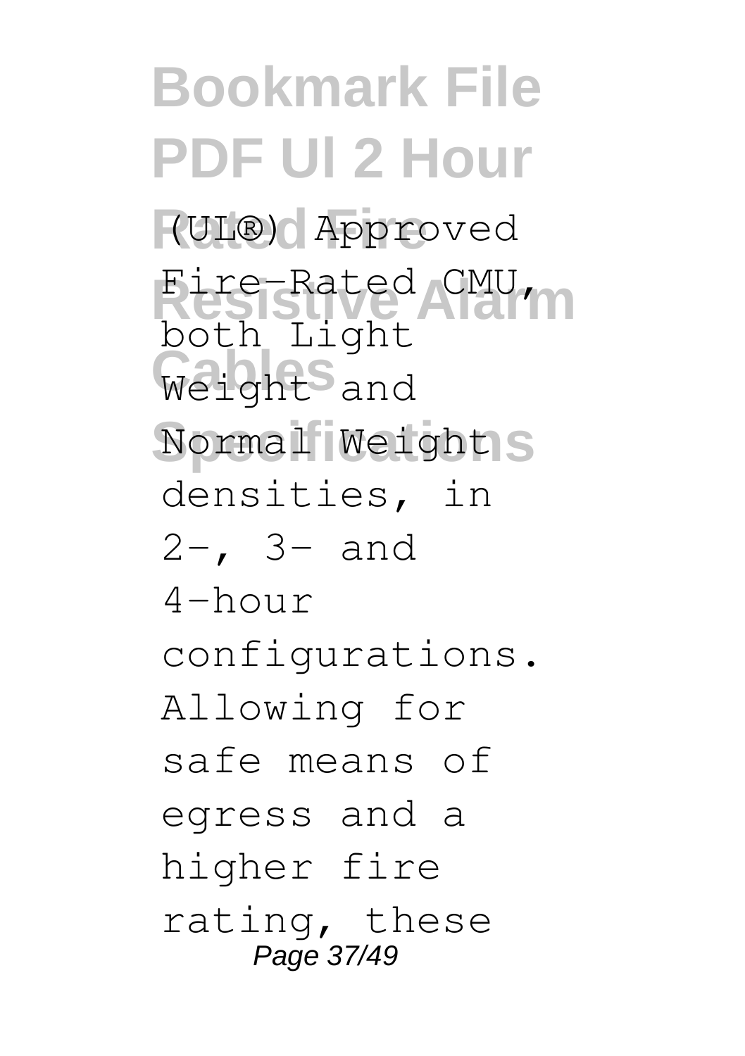(UL®) Approved Fire-Rated CMU, both Light Weight and Normal Weight densities, in 2-, 3- and 4-hour configurations. Allowing for safe means of egress and a higher fire rating, these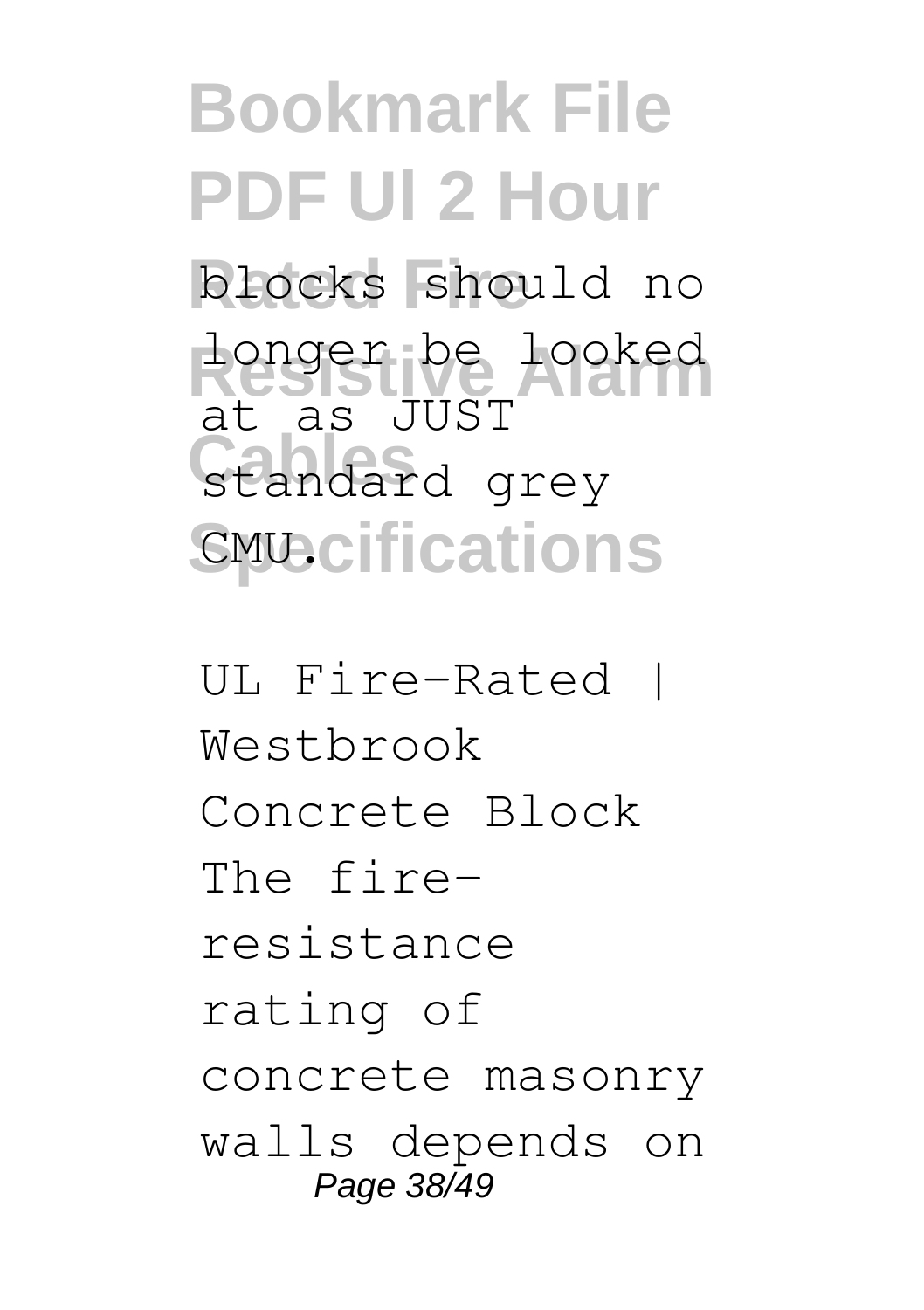blocks should no longer be looked at as JUST standard grey CMU.

UL Fire-Rated | Westbrook Concrete Block

The fire-resistance rating of concrete masonry walls depends on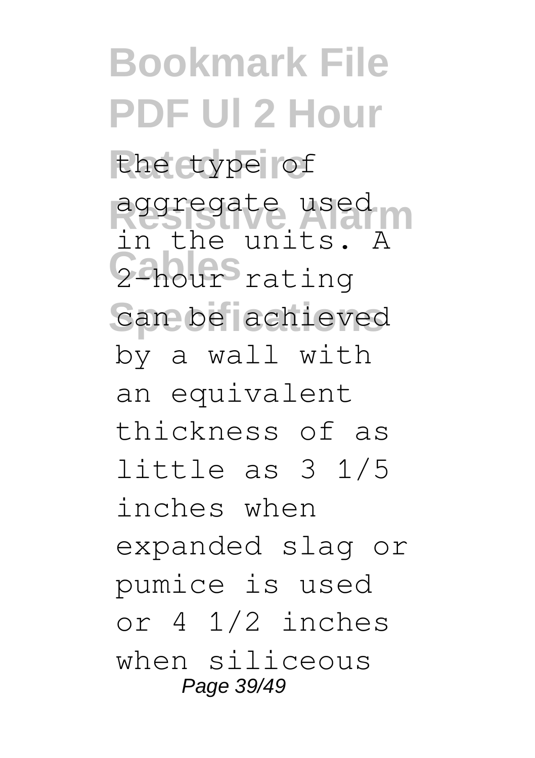the type of aggregate used in the units. A 2-hour rating can be achieved by a wall with an equivalent thickness of as little as 3 1/5 inches when expanded slag or pumice is used or 4 1/2 inches when siliceous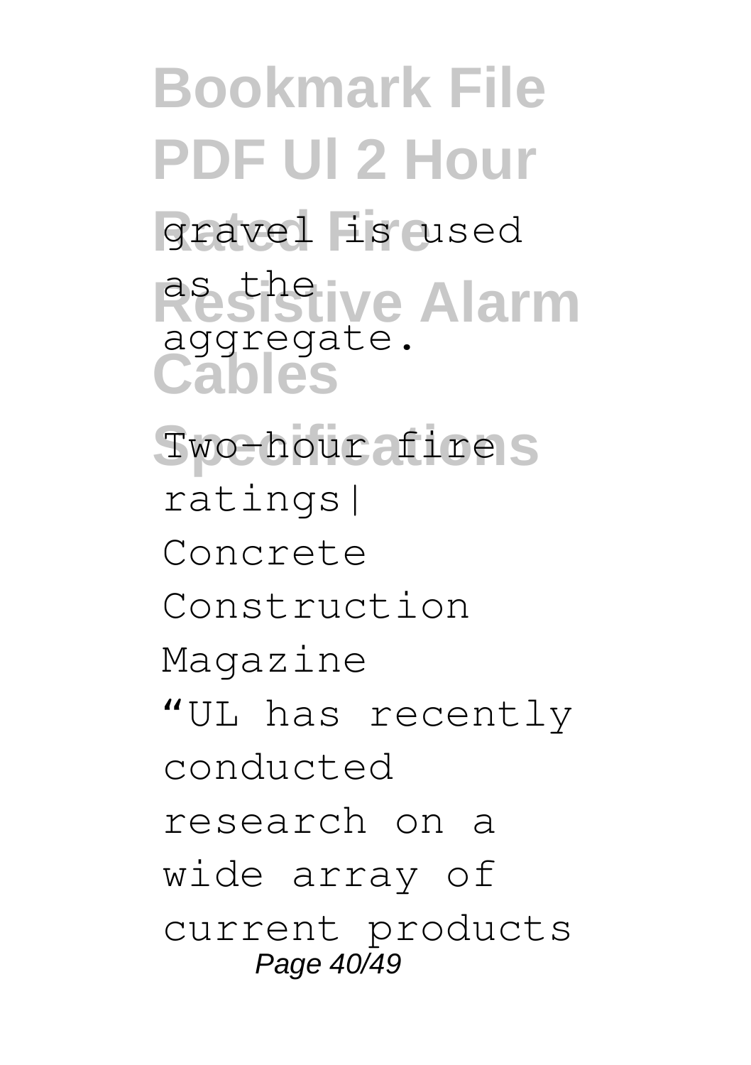gravel is used as the aggregate.

Two-hour fire ratings| Concrete Construction Magazine

"UL has recently conducted research on a wide array of current products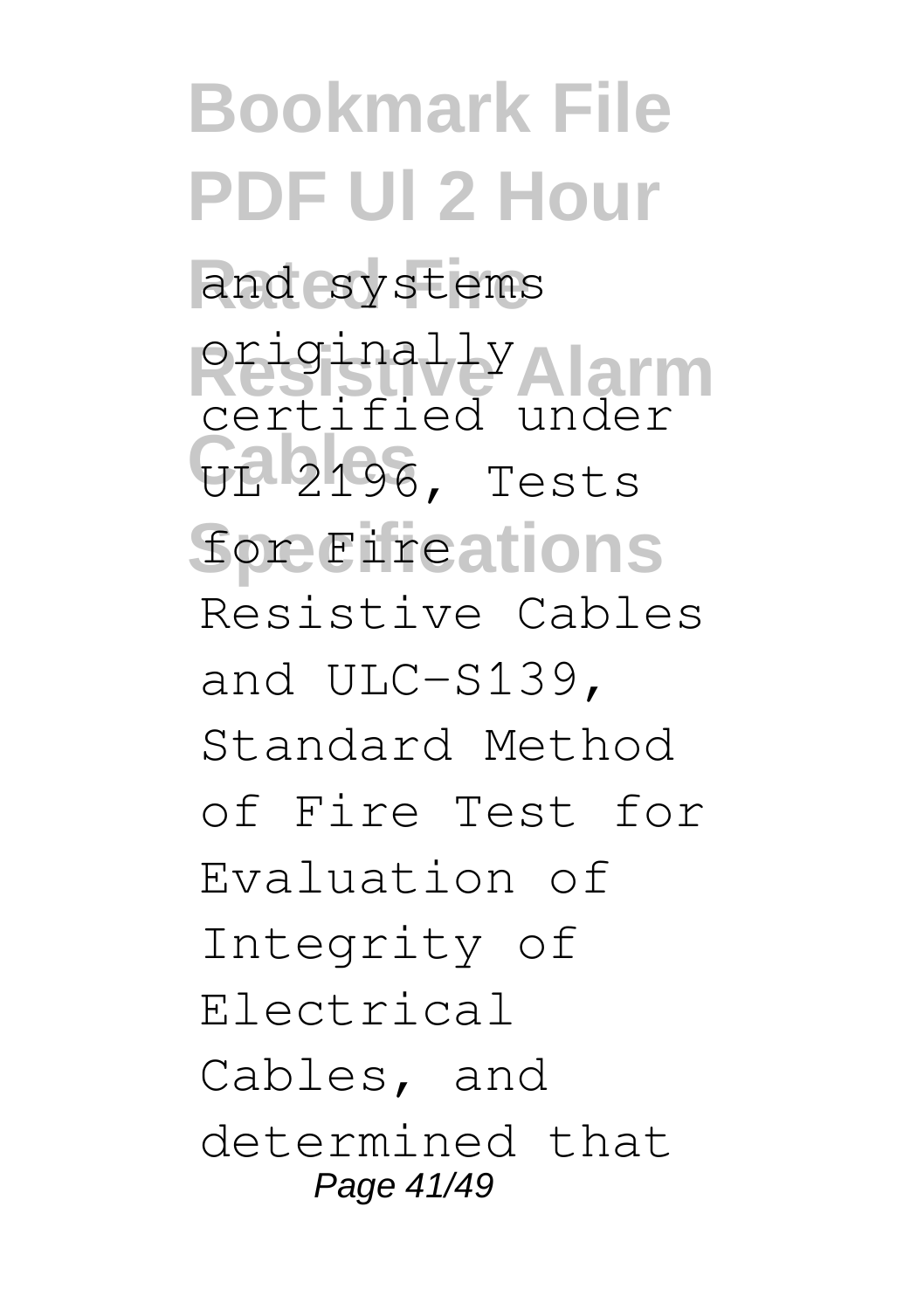and systems originally certified under UL 2196, Tests for Fire Resistive Cables and ULC-S139, Standard Method of Fire Test for Evaluation of Integrity of Electrical Cables, and determined that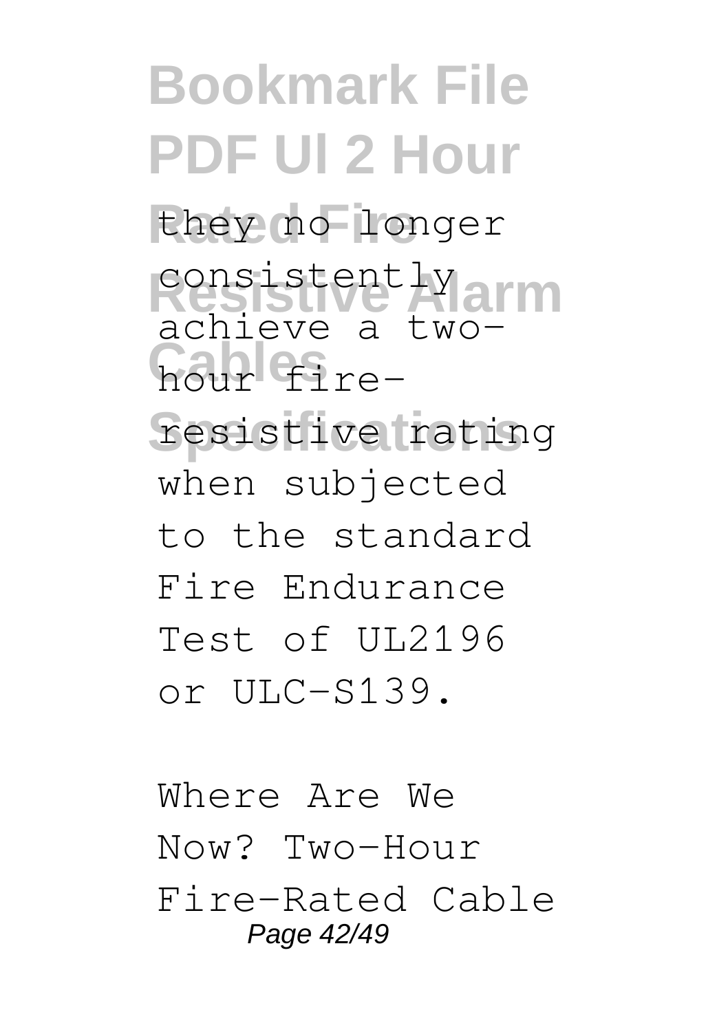they no longer consistently achieve a two-hour fire-resistive rating when subjected to the standard Fire Endurance Test of UL2196 or ULC-S139.

Where Are We Now? Two-Hour Fire-Rated Cable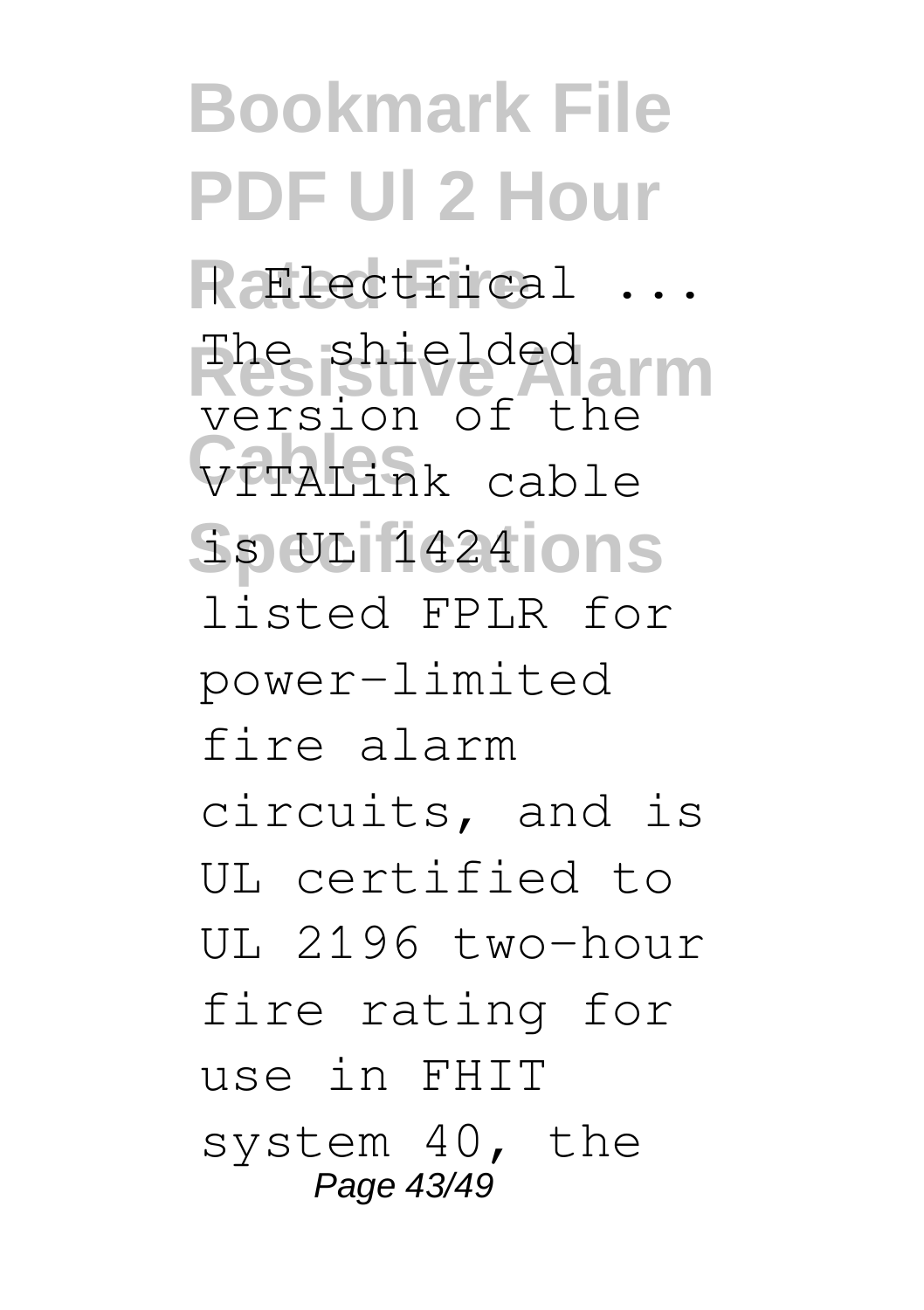| Electrical ...

The shielded version of the VITALink cable is UL 1424 listed FPLR for power-limited fire alarm circuits, and is UL certified to UL 2196 two-hour fire rating for use in FHIT system 40, the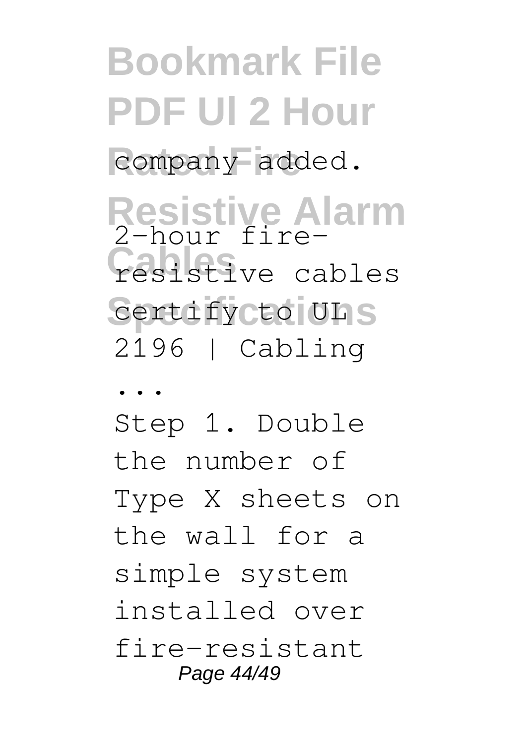company added.

2-hour fire-resistive cables certify to UL 2196 | Cabling ...

Step 1. Double the number of Type X sheets on the wall for a simple system installed over fire-resistant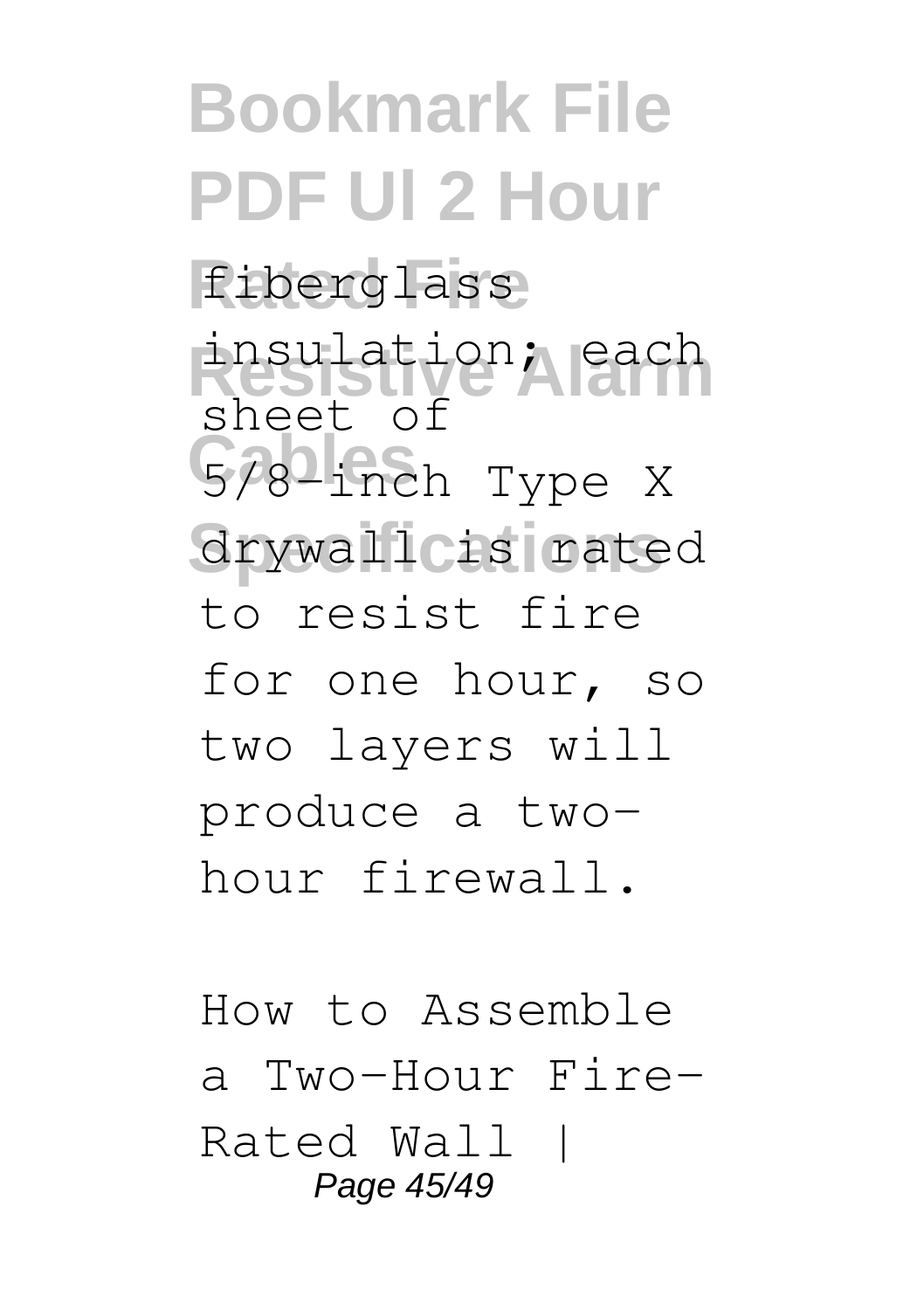fiberglass insulation; each sheet of 5/8-inch Type X drywall is rated to resist fire for one hour, so two layers will produce a two-hour firewall.

How to Assemble a Two-Hour Fire-Rated Wall |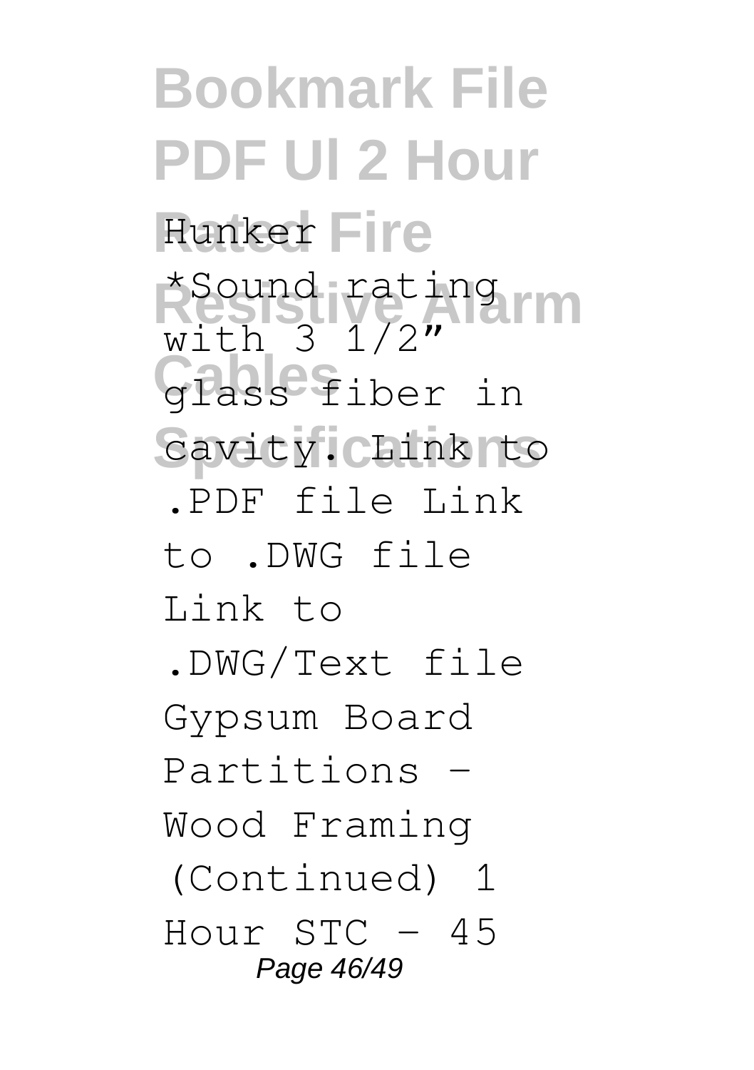Hunker

*Sound rating with 3 1/2" glass fiber in cavity. Link to .PDF file Link to .DWG file Link to .DWG/Text file Gypsum Board Partitions - Wood Framing (Continued) 1 Hour STC - 45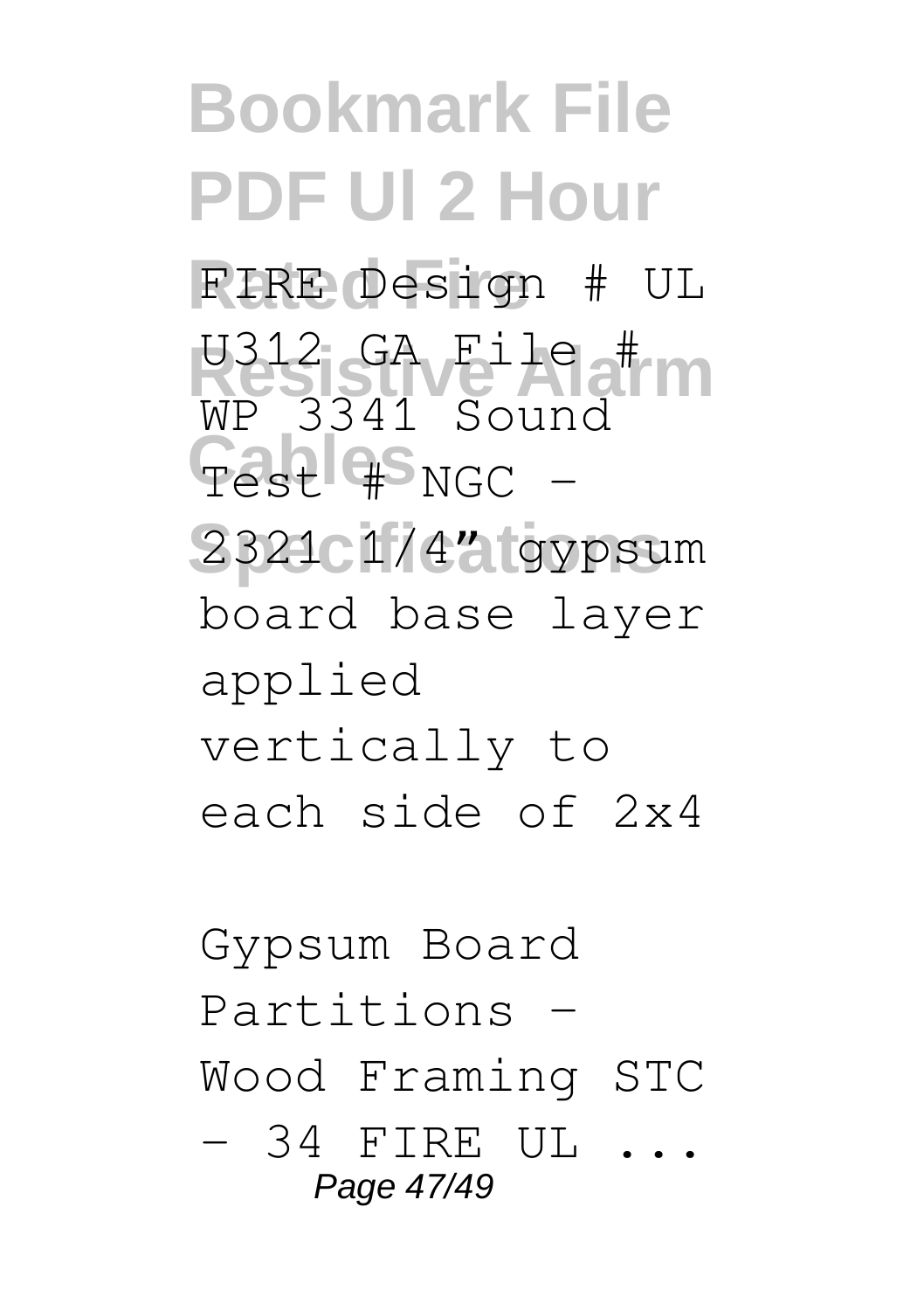FIRE Design # UL U312 GA File # WP 3341 Sound Test # NGC - 2321 1/4" gypsum board base layer applied vertically to each side of 2x4

Gypsum Board Partitions - Wood Framing STC - 34 FIRE UL ...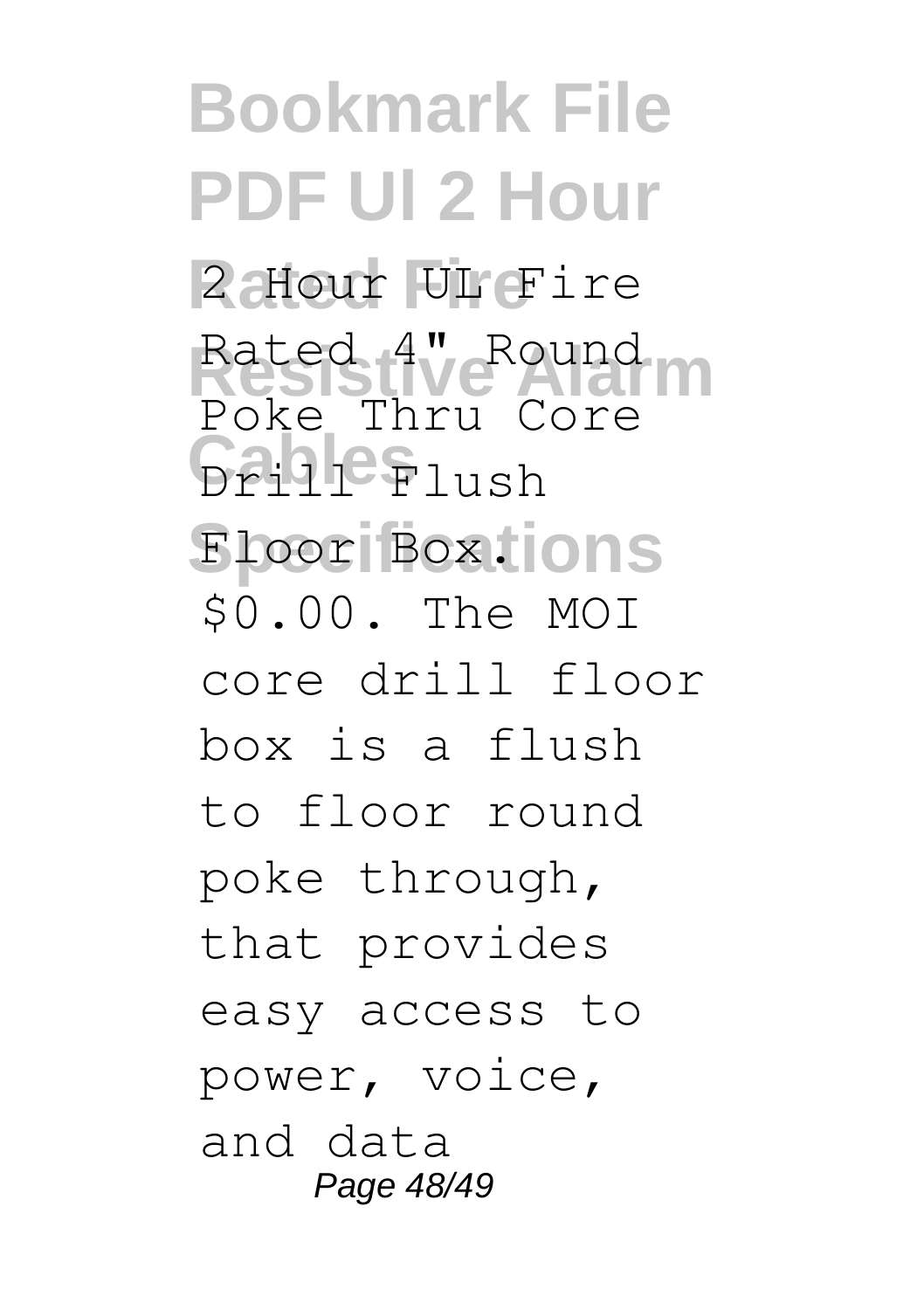2 Hour UL Fire Rated 4" Round Poke Thru Core Drill Flush Floor Box. $0.00. The MOI core drill floor box is a flush to floor round poke through, that provides easy access to power, voice, and data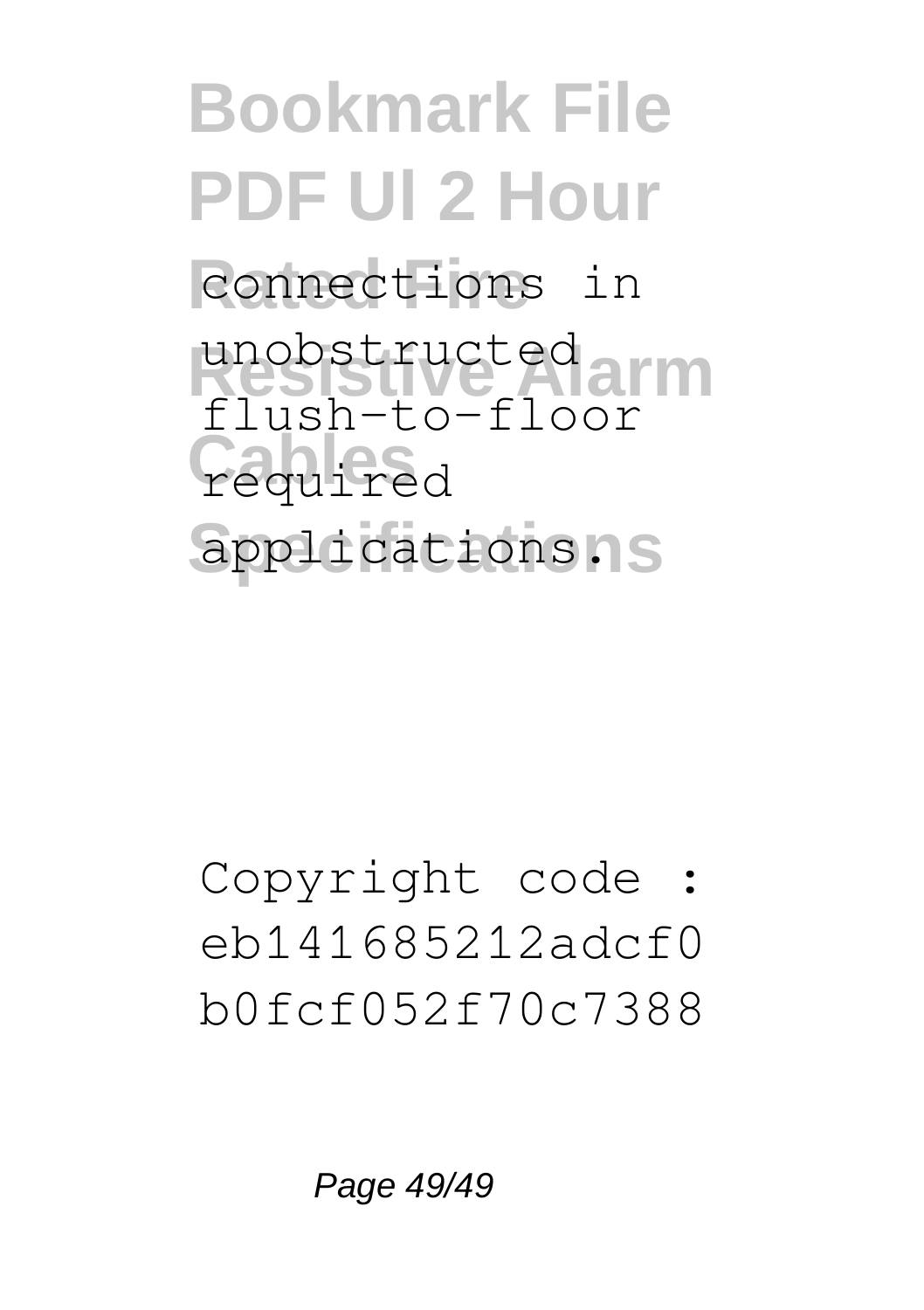connections in unobstructed flush-to-floor required applications.

Copyright code : eb141685212adcf0b0fcf052f70c7388